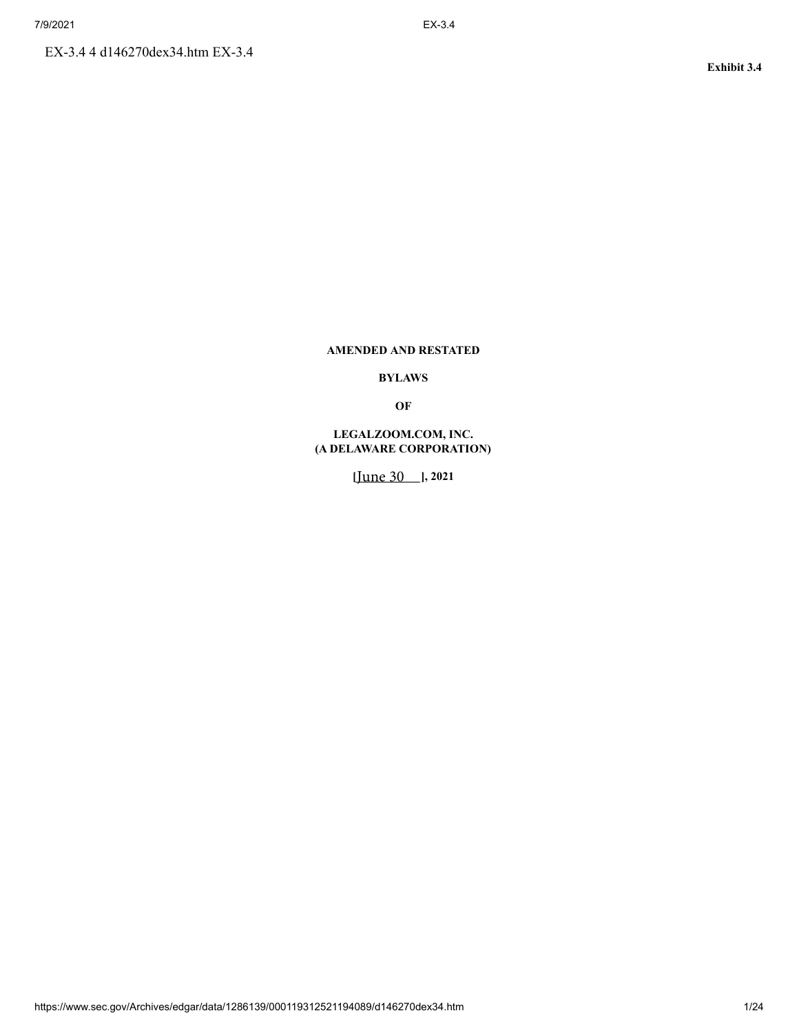EX-3.4 4 d146270dex34.htm EX-3.4

**Exhibit 3.4**

**AMENDED AND RESTATED**

**BYLAWS**

**OF**

**LEGALZOOM.COM, INC.**
**(A DELAWARE CORPORATION)**

**[June 30 ], 2021**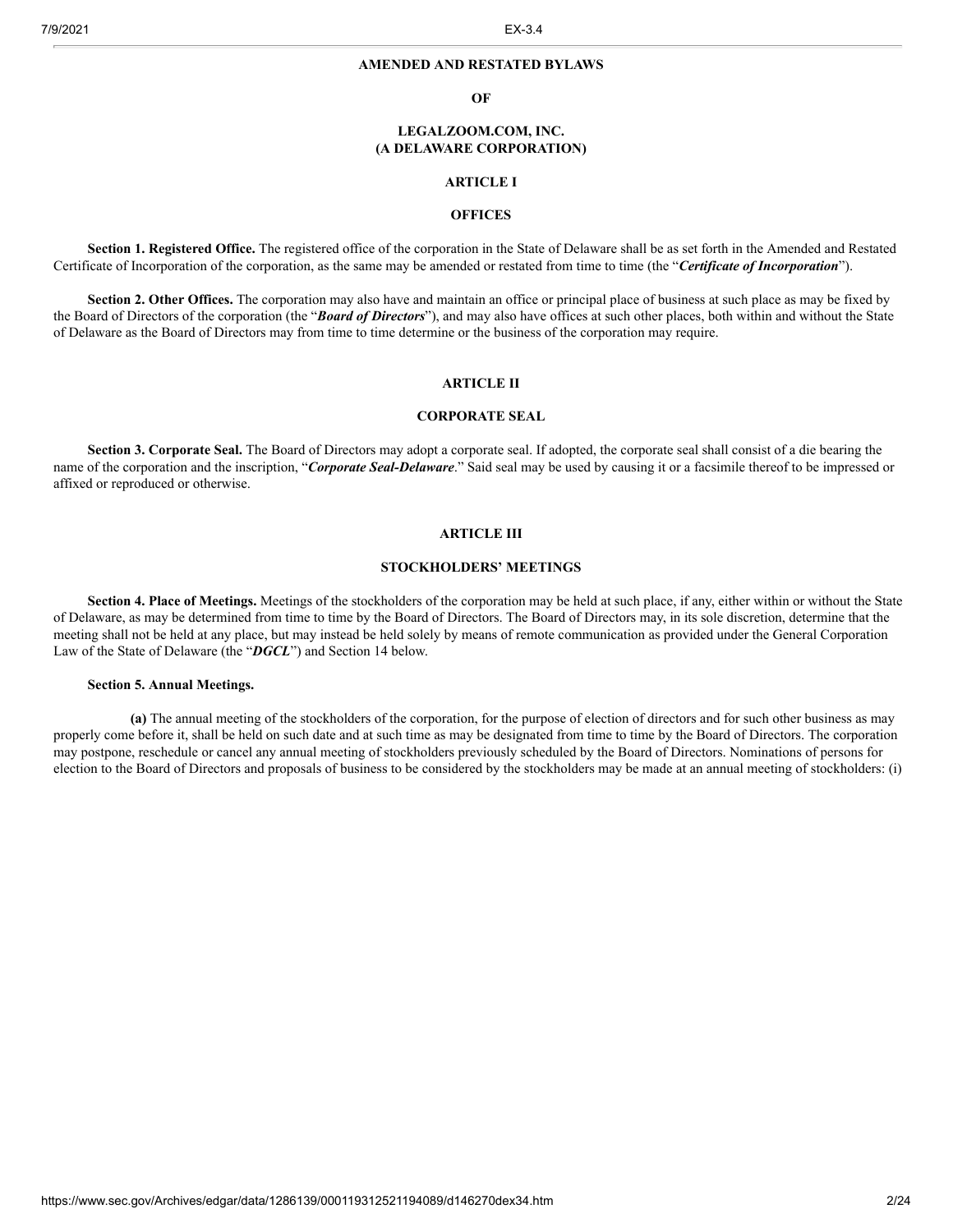# AMENDED AND RESTATED BYLAWS

## OF

## LEGALZOOM.COM, INC.
## (A DELAWARE CORPORATION)

## ARTICLE I

## OFFICES

**Section 1. Registered Office.** The registered office of the corporation in the State of Delaware shall be as set forth in the Amended and Restated Certificate of Incorporation of the corporation, as the same may be amended or restated from time to time (the "***Certificate of Incorporation***").

**Section 2. Other Offices.** The corporation may also have and maintain an office or principal place of business at such place as may be fixed by the Board of Directors of the corporation (the "***Board of Directors***"), and may also have offices at such other places, both within and without the State of Delaware as the Board of Directors may from time to time determine or the business of the corporation may require.

## ARTICLE II

## CORPORATE SEAL

**Section 3. Corporate Seal.** The Board of Directors may adopt a corporate seal. If adopted, the corporate seal shall consist of a die bearing the name of the corporation and the inscription, "***Corporate Seal-Delaware***." Said seal may be used by causing it or a facsimile thereof to be impressed or affixed or reproduced or otherwise.

## ARTICLE III

## STOCKHOLDERS' MEETINGS

**Section 4. Place of Meetings.** Meetings of the stockholders of the corporation may be held at such place, if any, either within or without the State of Delaware, as may be determined from time to time by the Board of Directors. The Board of Directors may, in its sole discretion, determine that the meeting shall not be held at any place, but may instead be held solely by means of remote communication as provided under the General Corporation Law of the State of Delaware (the "***DGCL***") and Section 14 below.

**Section 5. Annual Meetings.**

**(a)** The annual meeting of the stockholders of the corporation, for the purpose of election of directors and for such other business as may properly come before it, shall be held on such date and at such time as may be designated from time to time by the Board of Directors. The corporation may postpone, reschedule or cancel any annual meeting of stockholders previously scheduled by the Board of Directors. Nominations of persons for election to the Board of Directors and proposals of business to be considered by the stockholders may be made at an annual meeting of stockholders: (i)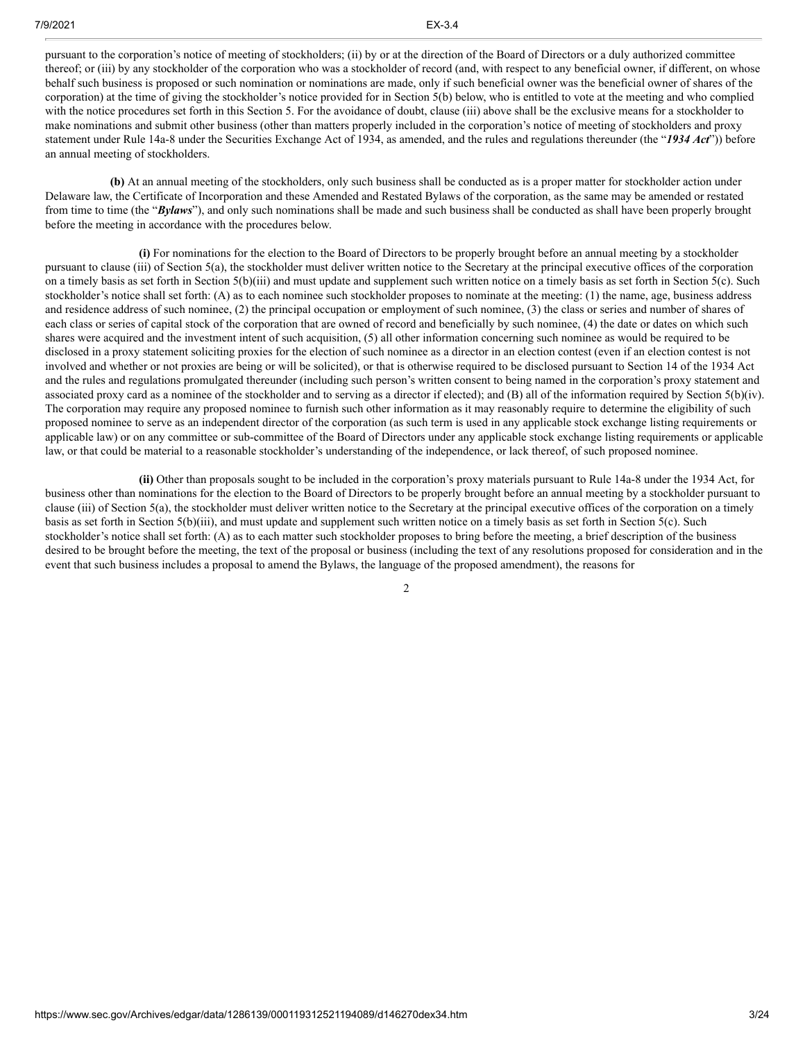pursuant to the corporation's notice of meeting of stockholders; (ii) by or at the direction of the Board of Directors or a duly authorized committee thereof; or (iii) by any stockholder of the corporation who was a stockholder of record (and, with respect to any beneficial owner, if different, on whose behalf such business is proposed or such nomination or nominations are made, only if such beneficial owner was the beneficial owner of shares of the corporation) at the time of giving the stockholder's notice provided for in Section 5(b) below, who is entitled to vote at the meeting and who complied with the notice procedures set forth in this Section 5. For the avoidance of doubt, clause (iii) above shall be the exclusive means for a stockholder to make nominations and submit other business (other than matters properly included in the corporation's notice of meeting of stockholders and proxy statement under Rule 14a-8 under the Securities Exchange Act of 1934, as amended, and the rules and regulations thereunder (the "***1934 Act***")) before an annual meeting of stockholders.

**(b)** At an annual meeting of the stockholders, only such business shall be conducted as is a proper matter for stockholder action under Delaware law, the Certificate of Incorporation and these Amended and Restated Bylaws of the corporation, as the same may be amended or restated from time to time (the "***Bylaws***"), and only such nominations shall be made and such business shall be conducted as shall have been properly brought before the meeting in accordance with the procedures below.

**(i)** For nominations for the election to the Board of Directors to be properly brought before an annual meeting by a stockholder pursuant to clause (iii) of Section 5(a), the stockholder must deliver written notice to the Secretary at the principal executive offices of the corporation on a timely basis as set forth in Section 5(b)(iii) and must update and supplement such written notice on a timely basis as set forth in Section 5(c). Such stockholder's notice shall set forth: (A) as to each nominee such stockholder proposes to nominate at the meeting: (1) the name, age, business address and residence address of such nominee, (2) the principal occupation or employment of such nominee, (3) the class or series and number of shares of each class or series of capital stock of the corporation that are owned of record and beneficially by such nominee, (4) the date or dates on which such shares were acquired and the investment intent of such acquisition, (5) all other information concerning such nominee as would be required to be disclosed in a proxy statement soliciting proxies for the election of such nominee as a director in an election contest (even if an election contest is not involved and whether or not proxies are being or will be solicited), or that is otherwise required to be disclosed pursuant to Section 14 of the 1934 Act and the rules and regulations promulgated thereunder (including such person's written consent to being named in the corporation's proxy statement and associated proxy card as a nominee of the stockholder and to serving as a director if elected); and (B) all of the information required by Section 5(b)(iv). The corporation may require any proposed nominee to furnish such other information as it may reasonably require to determine the eligibility of such proposed nominee to serve as an independent director of the corporation (as such term is used in any applicable stock exchange listing requirements or applicable law) or on any committee or sub-committee of the Board of Directors under any applicable stock exchange listing requirements or applicable law, or that could be material to a reasonable stockholder's understanding of the independence, or lack thereof, of such proposed nominee.

**(ii)** Other than proposals sought to be included in the corporation's proxy materials pursuant to Rule 14a-8 under the 1934 Act, for business other than nominations for the election to the Board of Directors to be properly brought before an annual meeting by a stockholder pursuant to clause (iii) of Section 5(a), the stockholder must deliver written notice to the Secretary at the principal executive offices of the corporation on a timely basis as set forth in Section 5(b)(iii), and must update and supplement such written notice on a timely basis as set forth in Section 5(c). Such stockholder's notice shall set forth: (A) as to each matter such stockholder proposes to bring before the meeting, a brief description of the business desired to be brought before the meeting, the text of the proposal or business (including the text of any resolutions proposed for consideration and in the event that such business includes a proposal to amend the Bylaws, the language of the proposed amendment), the reasons for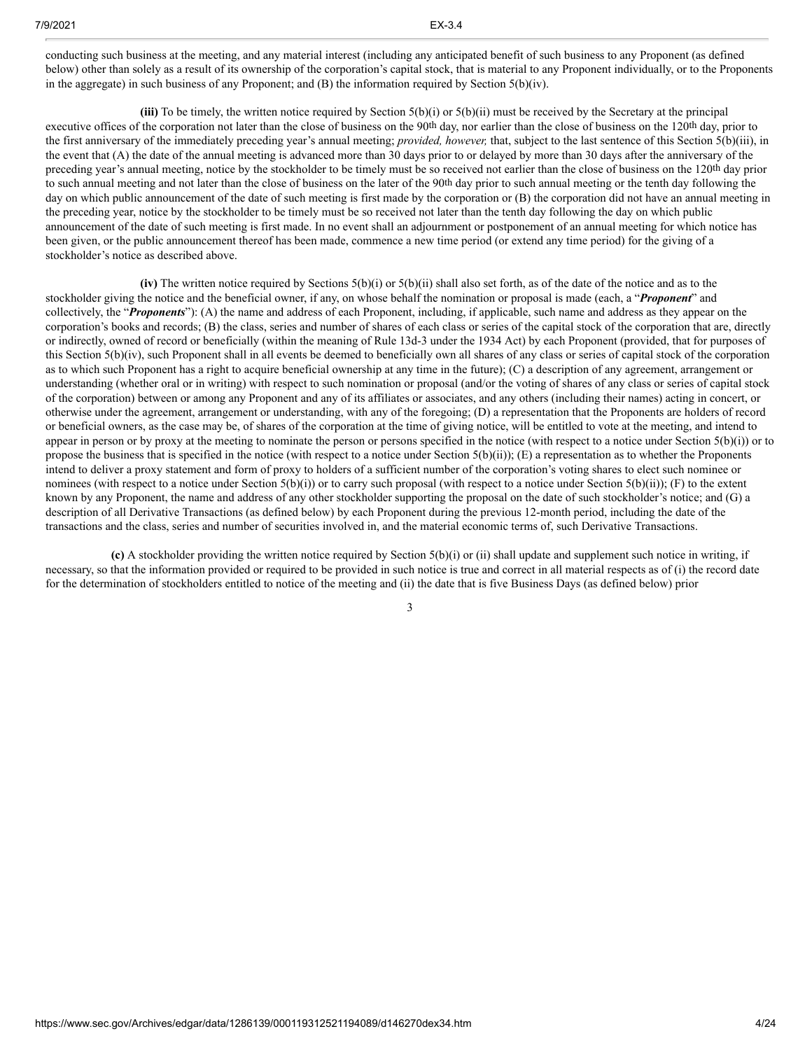conducting such business at the meeting, and any material interest (including any anticipated benefit of such business to any Proponent (as defined below) other than solely as a result of its ownership of the corporation's capital stock, that is material to any Proponent individually, or to the Proponents in the aggregate) in such business of any Proponent; and (B) the information required by Section 5(b)(iv).

**(iii)** To be timely, the written notice required by Section 5(b)(i) or 5(b)(ii) must be received by the Secretary at the principal executive offices of the corporation not later than the close of business on the 90th day, nor earlier than the close of business on the 120th day, prior to the first anniversary of the immediately preceding year's annual meeting; *provided, however,* that, subject to the last sentence of this Section 5(b)(iii), in the event that (A) the date of the annual meeting is advanced more than 30 days prior to or delayed by more than 30 days after the anniversary of the preceding year's annual meeting, notice by the stockholder to be timely must be so received not earlier than the close of business on the 120th day prior to such annual meeting and not later than the close of business on the later of the 90th day prior to such annual meeting or the tenth day following the day on which public announcement of the date of such meeting is first made by the corporation or (B) the corporation did not have an annual meeting in the preceding year, notice by the stockholder to be timely must be so received not later than the tenth day following the day on which public announcement of the date of such meeting is first made. In no event shall an adjournment or postponement of an annual meeting for which notice has been given, or the public announcement thereof has been made, commence a new time period (or extend any time period) for the giving of a stockholder's notice as described above.

**(iv)** The written notice required by Sections 5(b)(i) or 5(b)(ii) shall also set forth, as of the date of the notice and as to the stockholder giving the notice and the beneficial owner, if any, on whose behalf the nomination or proposal is made (each, a "***Proponent***" and collectively, the "***Proponents***"): (A) the name and address of each Proponent, including, if applicable, such name and address as they appear on the corporation's books and records; (B) the class, series and number of shares of each class or series of the capital stock of the corporation that are, directly or indirectly, owned of record or beneficially (within the meaning of Rule 13d-3 under the 1934 Act) by each Proponent (provided, that for purposes of this Section 5(b)(iv), such Proponent shall in all events be deemed to beneficially own all shares of any class or series of capital stock of the corporation as to which such Proponent has a right to acquire beneficial ownership at any time in the future); (C) a description of any agreement, arrangement or understanding (whether oral or in writing) with respect to such nomination or proposal (and/or the voting of shares of any class or series of capital stock of the corporation) between or among any Proponent and any of its affiliates or associates, and any others (including their names) acting in concert, or otherwise under the agreement, arrangement or understanding, with any of the foregoing; (D) a representation that the Proponents are holders of record or beneficial owners, as the case may be, of shares of the corporation at the time of giving notice, will be entitled to vote at the meeting, and intend to appear in person or by proxy at the meeting to nominate the person or persons specified in the notice (with respect to a notice under Section 5(b)(i)) or to propose the business that is specified in the notice (with respect to a notice under Section 5(b)(ii)); (E) a representation as to whether the Proponents intend to deliver a proxy statement and form of proxy to holders of a sufficient number of the corporation's voting shares to elect such nominee or nominees (with respect to a notice under Section 5(b)(i)) or to carry such proposal (with respect to a notice under Section 5(b)(ii)); (F) to the extent known by any Proponent, the name and address of any other stockholder supporting the proposal on the date of such stockholder's notice; and (G) a description of all Derivative Transactions (as defined below) by each Proponent during the previous 12-month period, including the date of the transactions and the class, series and number of securities involved in, and the material economic terms of, such Derivative Transactions.

**(c)** A stockholder providing the written notice required by Section 5(b)(i) or (ii) shall update and supplement such notice in writing, if necessary, so that the information provided or required to be provided in such notice is true and correct in all material respects as of (i) the record date for the determination of stockholders entitled to notice of the meeting and (ii) the date that is five Business Days (as defined below) prior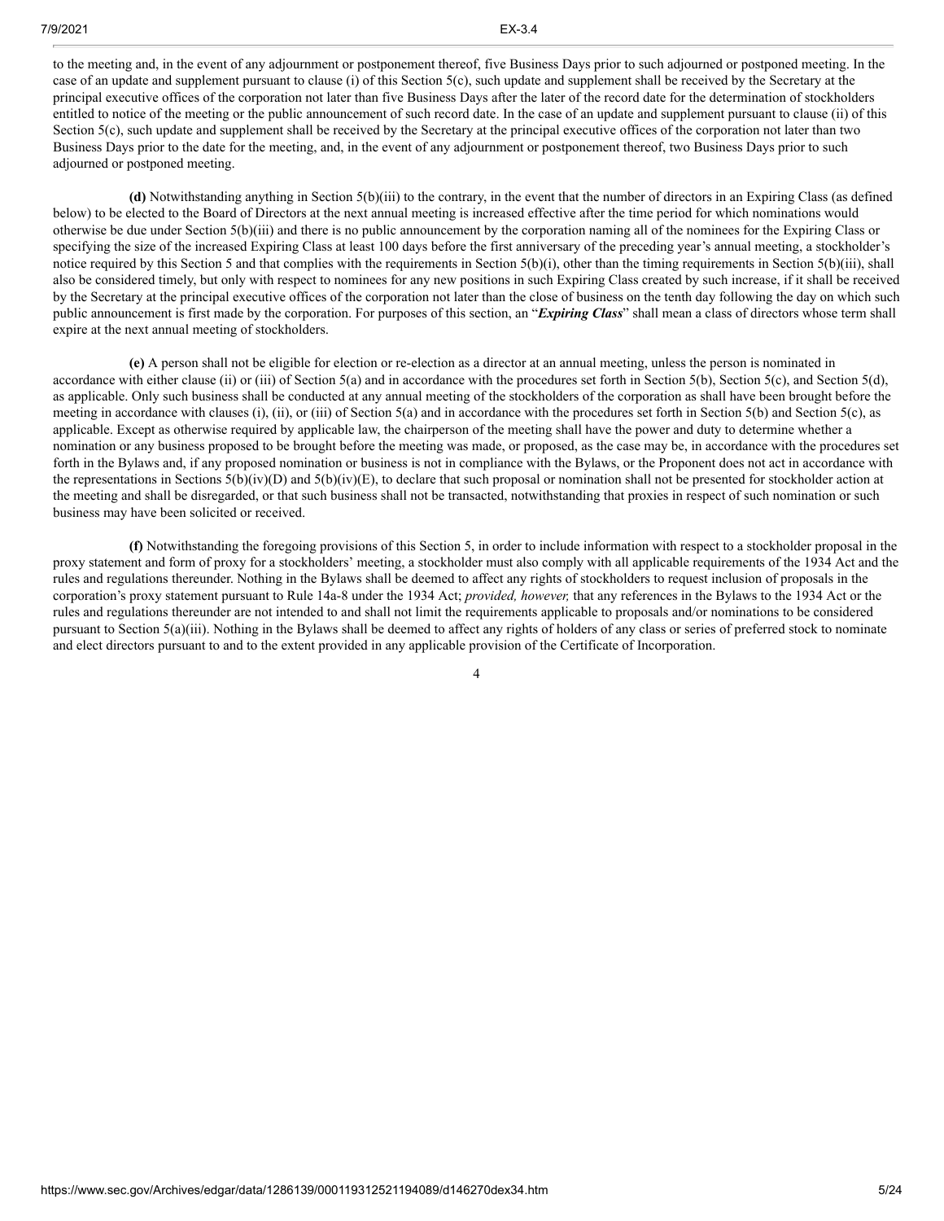to the meeting and, in the event of any adjournment or postponement thereof, five Business Days prior to such adjourned or postponed meeting. In the case of an update and supplement pursuant to clause (i) of this Section 5(c), such update and supplement shall be received by the Secretary at the principal executive offices of the corporation not later than five Business Days after the later of the record date for the determination of stockholders entitled to notice of the meeting or the public announcement of such record date. In the case of an update and supplement pursuant to clause (ii) of this Section 5(c), such update and supplement shall be received by the Secretary at the principal executive offices of the corporation not later than two Business Days prior to the date for the meeting, and, in the event of any adjournment or postponement thereof, two Business Days prior to such adjourned or postponed meeting.

**(d)** Notwithstanding anything in Section 5(b)(iii) to the contrary, in the event that the number of directors in an Expiring Class (as defined below) to be elected to the Board of Directors at the next annual meeting is increased effective after the time period for which nominations would otherwise be due under Section 5(b)(iii) and there is no public announcement by the corporation naming all of the nominees for the Expiring Class or specifying the size of the increased Expiring Class at least 100 days before the first anniversary of the preceding year's annual meeting, a stockholder's notice required by this Section 5 and that complies with the requirements in Section 5(b)(i), other than the timing requirements in Section 5(b)(iii), shall also be considered timely, but only with respect to nominees for any new positions in such Expiring Class created by such increase, if it shall be received by the Secretary at the principal executive offices of the corporation not later than the close of business on the tenth day following the day on which such public announcement is first made by the corporation. For purposes of this section, an "***Expiring Class***" shall mean a class of directors whose term shall expire at the next annual meeting of stockholders.

**(e)** A person shall not be eligible for election or re-election as a director at an annual meeting, unless the person is nominated in accordance with either clause (ii) or (iii) of Section 5(a) and in accordance with the procedures set forth in Section 5(b), Section 5(c), and Section 5(d), as applicable. Only such business shall be conducted at any annual meeting of the stockholders of the corporation as shall have been brought before the meeting in accordance with clauses (i), (ii), or (iii) of Section 5(a) and in accordance with the procedures set forth in Section 5(b) and Section 5(c), as applicable. Except as otherwise required by applicable law, the chairperson of the meeting shall have the power and duty to determine whether a nomination or any business proposed to be brought before the meeting was made, or proposed, as the case may be, in accordance with the procedures set forth in the Bylaws and, if any proposed nomination or business is not in compliance with the Bylaws, or the Proponent does not act in accordance with the representations in Sections 5(b)(iv)(D) and 5(b)(iv)(E), to declare that such proposal or nomination shall not be presented for stockholder action at the meeting and shall be disregarded, or that such business shall not be transacted, notwithstanding that proxies in respect of such nomination or such business may have been solicited or received.

**(f)** Notwithstanding the foregoing provisions of this Section 5, in order to include information with respect to a stockholder proposal in the proxy statement and form of proxy for a stockholders' meeting, a stockholder must also comply with all applicable requirements of the 1934 Act and the rules and regulations thereunder. Nothing in the Bylaws shall be deemed to affect any rights of stockholders to request inclusion of proposals in the corporation's proxy statement pursuant to Rule 14a-8 under the 1934 Act; *provided, however,* that any references in the Bylaws to the 1934 Act or the rules and regulations thereunder are not intended to and shall not limit the requirements applicable to proposals and/or nominations to be considered pursuant to Section 5(a)(iii). Nothing in the Bylaws shall be deemed to affect any rights of holders of any class or series of preferred stock to nominate and elect directors pursuant to and to the extent provided in any applicable provision of the Certificate of Incorporation.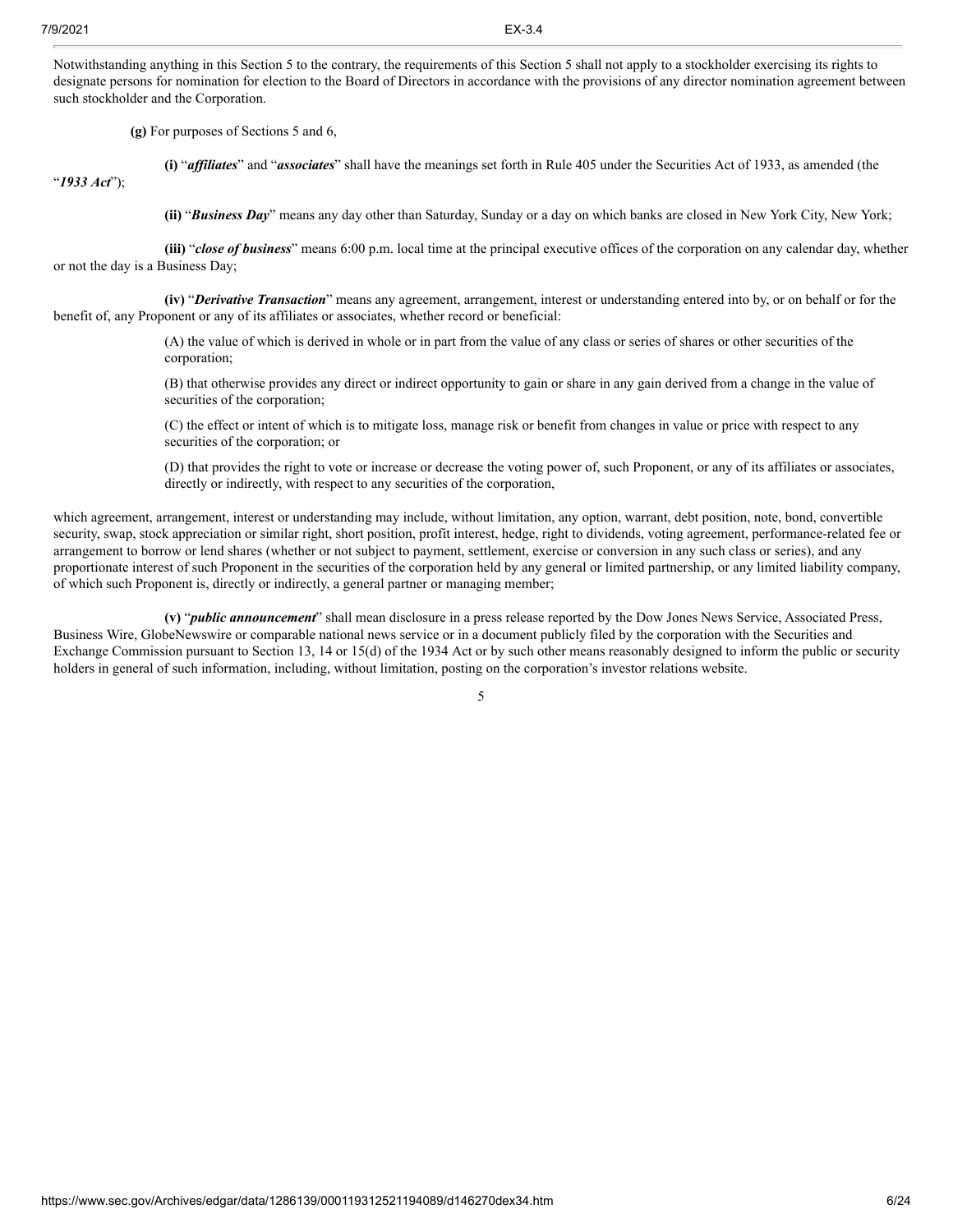Notwithstanding anything in this Section 5 to the contrary, the requirements of this Section 5 shall not apply to a stockholder exercising its rights to designate persons for nomination for election to the Board of Directors in accordance with the provisions of any director nomination agreement between such stockholder and the Corporation.

**(g)** For purposes of Sections 5 and 6,

**(i)** "***affiliates***" and "***associates***" shall have the meanings set forth in Rule 405 under the Securities Act of 1933, as amended (the "***1933 Act***");

**(ii)** "***Business Day***" means any day other than Saturday, Sunday or a day on which banks are closed in New York City, New York;

**(iii)** "***close of business***" means 6:00 p.m. local time at the principal executive offices of the corporation on any calendar day, whether or not the day is a Business Day;

**(iv)** "***Derivative Transaction***" means any agreement, arrangement, interest or understanding entered into by, or on behalf or for the benefit of, any Proponent or any of its affiliates or associates, whether record or beneficial:

(A) the value of which is derived in whole or in part from the value of any class or series of shares or other securities of the corporation;

(B) that otherwise provides any direct or indirect opportunity to gain or share in any gain derived from a change in the value of securities of the corporation;

(C) the effect or intent of which is to mitigate loss, manage risk or benefit from changes in value or price with respect to any securities of the corporation; or

(D) that provides the right to vote or increase or decrease the voting power of, such Proponent, or any of its affiliates or associates, directly or indirectly, with respect to any securities of the corporation,

which agreement, arrangement, interest or understanding may include, without limitation, any option, warrant, debt position, note, bond, convertible security, swap, stock appreciation or similar right, short position, profit interest, hedge, right to dividends, voting agreement, performance-related fee or arrangement to borrow or lend shares (whether or not subject to payment, settlement, exercise or conversion in any such class or series), and any proportionate interest of such Proponent in the securities of the corporation held by any general or limited partnership, or any limited liability company, of which such Proponent is, directly or indirectly, a general partner or managing member;

**(v)** "***public announcement***" shall mean disclosure in a press release reported by the Dow Jones News Service, Associated Press, Business Wire, GlobeNewswire or comparable national news service or in a document publicly filed by the corporation with the Securities and Exchange Commission pursuant to Section 13, 14 or 15(d) of the 1934 Act or by such other means reasonably designed to inform the public or security holders in general of such information, including, without limitation, posting on the corporation's investor relations website.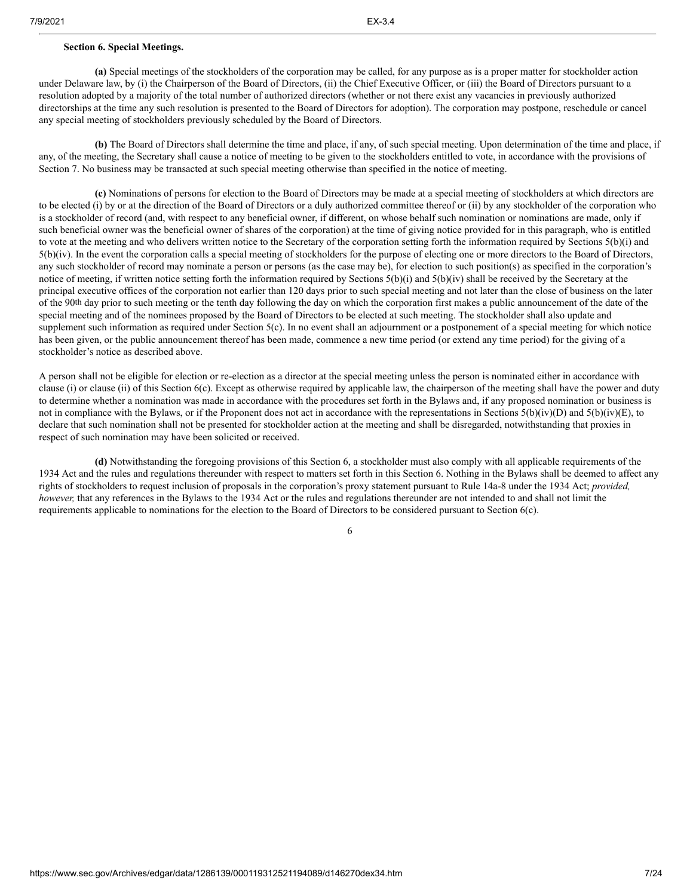**Section 6. Special Meetings.**

**(a)** Special meetings of the stockholders of the corporation may be called, for any purpose as is a proper matter for stockholder action under Delaware law, by (i) the Chairperson of the Board of Directors, (ii) the Chief Executive Officer, or (iii) the Board of Directors pursuant to a resolution adopted by a majority of the total number of authorized directors (whether or not there exist any vacancies in previously authorized directorships at the time any such resolution is presented to the Board of Directors for adoption). The corporation may postpone, reschedule or cancel any special meeting of stockholders previously scheduled by the Board of Directors.

**(b)** The Board of Directors shall determine the time and place, if any, of such special meeting. Upon determination of the time and place, if any, of the meeting, the Secretary shall cause a notice of meeting to be given to the stockholders entitled to vote, in accordance with the provisions of Section 7. No business may be transacted at such special meeting otherwise than specified in the notice of meeting.

**(c)** Nominations of persons for election to the Board of Directors may be made at a special meeting of stockholders at which directors are to be elected (i) by or at the direction of the Board of Directors or a duly authorized committee thereof or (ii) by any stockholder of the corporation who is a stockholder of record (and, with respect to any beneficial owner, if different, on whose behalf such nomination or nominations are made, only if such beneficial owner was the beneficial owner of shares of the corporation) at the time of giving notice provided for in this paragraph, who is entitled to vote at the meeting and who delivers written notice to the Secretary of the corporation setting forth the information required by Sections 5(b)(i) and 5(b)(iv). In the event the corporation calls a special meeting of stockholders for the purpose of electing one or more directors to the Board of Directors, any such stockholder of record may nominate a person or persons (as the case may be), for election to such position(s) as specified in the corporation's notice of meeting, if written notice setting forth the information required by Sections 5(b)(i) and 5(b)(iv) shall be received by the Secretary at the principal executive offices of the corporation not earlier than 120 days prior to such special meeting and not later than the close of business on the later of the 90th day prior to such meeting or the tenth day following the day on which the corporation first makes a public announcement of the date of the special meeting and of the nominees proposed by the Board of Directors to be elected at such meeting. The stockholder shall also update and supplement such information as required under Section 5(c). In no event shall an adjournment or a postponement of a special meeting for which notice has been given, or the public announcement thereof has been made, commence a new time period (or extend any time period) for the giving of a stockholder's notice as described above.

A person shall not be eligible for election or re-election as a director at the special meeting unless the person is nominated either in accordance with clause (i) or clause (ii) of this Section 6(c). Except as otherwise required by applicable law, the chairperson of the meeting shall have the power and duty to determine whether a nomination was made in accordance with the procedures set forth in the Bylaws and, if any proposed nomination or business is not in compliance with the Bylaws, or if the Proponent does not act in accordance with the representations in Sections 5(b)(iv)(D) and 5(b)(iv)(E), to declare that such nomination shall not be presented for stockholder action at the meeting and shall be disregarded, notwithstanding that proxies in respect of such nomination may have been solicited or received.

**(d)** Notwithstanding the foregoing provisions of this Section 6, a stockholder must also comply with all applicable requirements of the 1934 Act and the rules and regulations thereunder with respect to matters set forth in this Section 6. Nothing in the Bylaws shall be deemed to affect any rights of stockholders to request inclusion of proposals in the corporation's proxy statement pursuant to Rule 14a-8 under the 1934 Act; *provided, however,* that any references in the Bylaws to the 1934 Act or the rules and regulations thereunder are not intended to and shall not limit the requirements applicable to nominations for the election to the Board of Directors to be considered pursuant to Section 6(c).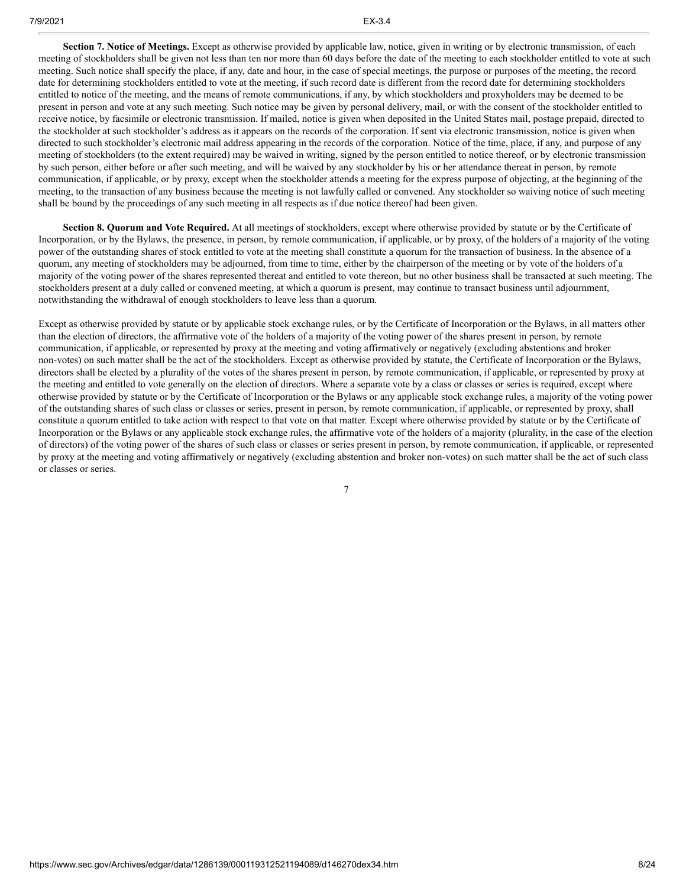**Section 7. Notice of Meetings.** Except as otherwise provided by applicable law, notice, given in writing or by electronic transmission, of each meeting of stockholders shall be given not less than ten nor more than 60 days before the date of the meeting to each stockholder entitled to vote at such meeting. Such notice shall specify the place, if any, date and hour, in the case of special meetings, the purpose or purposes of the meeting, the record date for determining stockholders entitled to vote at the meeting, if such record date is different from the record date for determining stockholders entitled to notice of the meeting, and the means of remote communications, if any, by which stockholders and proxyholders may be deemed to be present in person and vote at any such meeting. Such notice may be given by personal delivery, mail, or with the consent of the stockholder entitled to receive notice, by facsimile or electronic transmission. If mailed, notice is given when deposited in the United States mail, postage prepaid, directed to the stockholder at such stockholder's address as it appears on the records of the corporation. If sent via electronic transmission, notice is given when directed to such stockholder's electronic mail address appearing in the records of the corporation. Notice of the time, place, if any, and purpose of any meeting of stockholders (to the extent required) may be waived in writing, signed by the person entitled to notice thereof, or by electronic transmission by such person, either before or after such meeting, and will be waived by any stockholder by his or her attendance thereat in person, by remote communication, if applicable, or by proxy, except when the stockholder attends a meeting for the express purpose of objecting, at the beginning of the meeting, to the transaction of any business because the meeting is not lawfully called or convened. Any stockholder so waiving notice of such meeting shall be bound by the proceedings of any such meeting in all respects as if due notice thereof had been given.

**Section 8. Quorum and Vote Required.** At all meetings of stockholders, except where otherwise provided by statute or by the Certificate of Incorporation, or by the Bylaws, the presence, in person, by remote communication, if applicable, or by proxy, of the holders of a majority of the voting power of the outstanding shares of stock entitled to vote at the meeting shall constitute a quorum for the transaction of business. In the absence of a quorum, any meeting of stockholders may be adjourned, from time to time, either by the chairperson of the meeting or by vote of the holders of a majority of the voting power of the shares represented thereat and entitled to vote thereon, but no other business shall be transacted at such meeting. The stockholders present at a duly called or convened meeting, at which a quorum is present, may continue to transact business until adjournment, notwithstanding the withdrawal of enough stockholders to leave less than a quorum.

Except as otherwise provided by statute or by applicable stock exchange rules, or by the Certificate of Incorporation or the Bylaws, in all matters other than the election of directors, the affirmative vote of the holders of a majority of the voting power of the shares present in person, by remote communication, if applicable, or represented by proxy at the meeting and voting affirmatively or negatively (excluding abstentions and broker non-votes) on such matter shall be the act of the stockholders. Except as otherwise provided by statute, the Certificate of Incorporation or the Bylaws, directors shall be elected by a plurality of the votes of the shares present in person, by remote communication, if applicable, or represented by proxy at the meeting and entitled to vote generally on the election of directors. Where a separate vote by a class or classes or series is required, except where otherwise provided by statute or by the Certificate of Incorporation or the Bylaws or any applicable stock exchange rules, a majority of the voting power of the outstanding shares of such class or classes or series, present in person, by remote communication, if applicable, or represented by proxy, shall constitute a quorum entitled to take action with respect to that vote on that matter. Except where otherwise provided by statute or by the Certificate of Incorporation or the Bylaws or any applicable stock exchange rules, the affirmative vote of the holders of a majority (plurality, in the case of the election of directors) of the voting power of the shares of such class or classes or series present in person, by remote communication, if applicable, or represented by proxy at the meeting and voting affirmatively or negatively (excluding abstention and broker non-votes) on such matter shall be the act of such class or classes or series.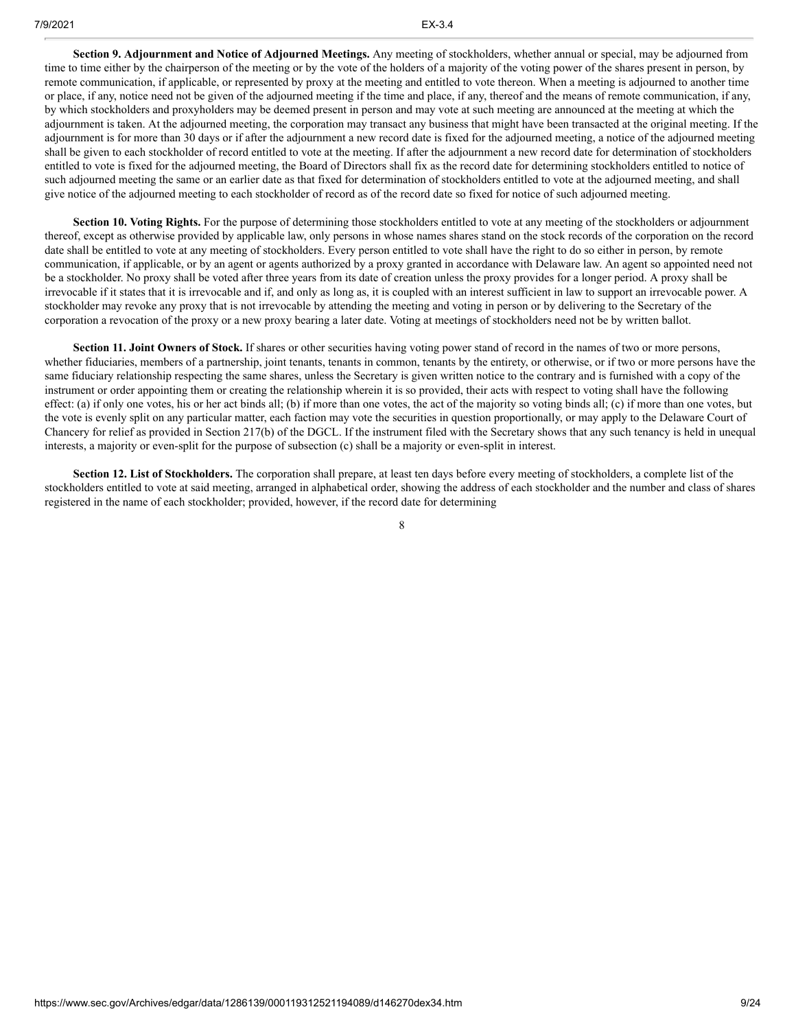**Section 9. Adjournment and Notice of Adjourned Meetings.** Any meeting of stockholders, whether annual or special, may be adjourned from time to time either by the chairperson of the meeting or by the vote of the holders of a majority of the voting power of the shares present in person, by remote communication, if applicable, or represented by proxy at the meeting and entitled to vote thereon. When a meeting is adjourned to another time or place, if any, notice need not be given of the adjourned meeting if the time and place, if any, thereof and the means of remote communication, if any, by which stockholders and proxyholders may be deemed present in person and may vote at such meeting are announced at the meeting at which the adjournment is taken. At the adjourned meeting, the corporation may transact any business that might have been transacted at the original meeting. If the adjournment is for more than 30 days or if after the adjournment a new record date is fixed for the adjourned meeting, a notice of the adjourned meeting shall be given to each stockholder of record entitled to vote at the meeting. If after the adjournment a new record date for determination of stockholders entitled to vote is fixed for the adjourned meeting, the Board of Directors shall fix as the record date for determining stockholders entitled to notice of such adjourned meeting the same or an earlier date as that fixed for determination of stockholders entitled to vote at the adjourned meeting, and shall give notice of the adjourned meeting to each stockholder of record as of the record date so fixed for notice of such adjourned meeting.

**Section 10. Voting Rights.** For the purpose of determining those stockholders entitled to vote at any meeting of the stockholders or adjournment thereof, except as otherwise provided by applicable law, only persons in whose names shares stand on the stock records of the corporation on the record date shall be entitled to vote at any meeting of stockholders. Every person entitled to vote shall have the right to do so either in person, by remote communication, if applicable, or by an agent or agents authorized by a proxy granted in accordance with Delaware law. An agent so appointed need not be a stockholder. No proxy shall be voted after three years from its date of creation unless the proxy provides for a longer period. A proxy shall be irrevocable if it states that it is irrevocable and if, and only as long as, it is coupled with an interest sufficient in law to support an irrevocable power. A stockholder may revoke any proxy that is not irrevocable by attending the meeting and voting in person or by delivering to the Secretary of the corporation a revocation of the proxy or a new proxy bearing a later date. Voting at meetings of stockholders need not be by written ballot.

**Section 11. Joint Owners of Stock.** If shares or other securities having voting power stand of record in the names of two or more persons, whether fiduciaries, members of a partnership, joint tenants, tenants in common, tenants by the entirety, or otherwise, or if two or more persons have the same fiduciary relationship respecting the same shares, unless the Secretary is given written notice to the contrary and is furnished with a copy of the instrument or order appointing them or creating the relationship wherein it is so provided, their acts with respect to voting shall have the following effect: (a) if only one votes, his or her act binds all; (b) if more than one votes, the act of the majority so voting binds all; (c) if more than one votes, but the vote is evenly split on any particular matter, each faction may vote the securities in question proportionally, or may apply to the Delaware Court of Chancery for relief as provided in Section 217(b) of the DGCL. If the instrument filed with the Secretary shows that any such tenancy is held in unequal interests, a majority or even-split for the purpose of subsection (c) shall be a majority or even-split in interest.

**Section 12. List of Stockholders.** The corporation shall prepare, at least ten days before every meeting of stockholders, a complete list of the stockholders entitled to vote at said meeting, arranged in alphabetical order, showing the address of each stockholder and the number and class of shares registered in the name of each stockholder; provided, however, if the record date for determining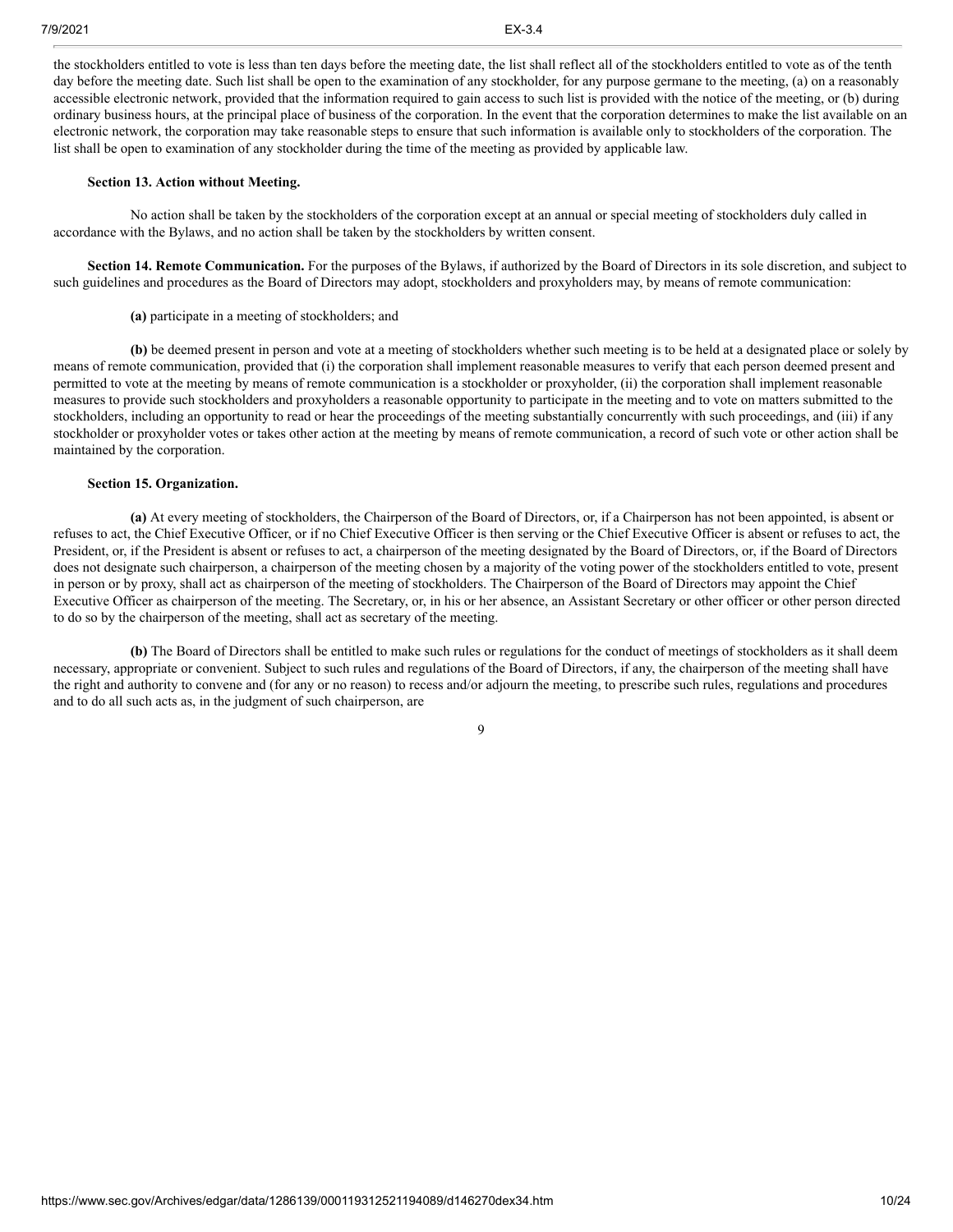the stockholders entitled to vote is less than ten days before the meeting date, the list shall reflect all of the stockholders entitled to vote as of the tenth day before the meeting date. Such list shall be open to the examination of any stockholder, for any purpose germane to the meeting, (a) on a reasonably accessible electronic network, provided that the information required to gain access to such list is provided with the notice of the meeting, or (b) during ordinary business hours, at the principal place of business of the corporation. In the event that the corporation determines to make the list available on an electronic network, the corporation may take reasonable steps to ensure that such information is available only to stockholders of the corporation. The list shall be open to examination of any stockholder during the time of the meeting as provided by applicable law.

**Section 13. Action without Meeting.**

No action shall be taken by the stockholders of the corporation except at an annual or special meeting of stockholders duly called in accordance with the Bylaws, and no action shall be taken by the stockholders by written consent.

**Section 14. Remote Communication.** For the purposes of the Bylaws, if authorized by the Board of Directors in its sole discretion, and subject to such guidelines and procedures as the Board of Directors may adopt, stockholders and proxyholders may, by means of remote communication:

**(a)** participate in a meeting of stockholders; and

**(b)** be deemed present in person and vote at a meeting of stockholders whether such meeting is to be held at a designated place or solely by means of remote communication, provided that (i) the corporation shall implement reasonable measures to verify that each person deemed present and permitted to vote at the meeting by means of remote communication is a stockholder or proxyholder, (ii) the corporation shall implement reasonable measures to provide such stockholders and proxyholders a reasonable opportunity to participate in the meeting and to vote on matters submitted to the stockholders, including an opportunity to read or hear the proceedings of the meeting substantially concurrently with such proceedings, and (iii) if any stockholder or proxyholder votes or takes other action at the meeting by means of remote communication, a record of such vote or other action shall be maintained by the corporation.

**Section 15. Organization.**

**(a)** At every meeting of stockholders, the Chairperson of the Board of Directors, or, if a Chairperson has not been appointed, is absent or refuses to act, the Chief Executive Officer, or if no Chief Executive Officer is then serving or the Chief Executive Officer is absent or refuses to act, the President, or, if the President is absent or refuses to act, a chairperson of the meeting designated by the Board of Directors, or, if the Board of Directors does not designate such chairperson, a chairperson of the meeting chosen by a majority of the voting power of the stockholders entitled to vote, present in person or by proxy, shall act as chairperson of the meeting of stockholders. The Chairperson of the Board of Directors may appoint the Chief Executive Officer as chairperson of the meeting. The Secretary, or, in his or her absence, an Assistant Secretary or other officer or other person directed to do so by the chairperson of the meeting, shall act as secretary of the meeting.

**(b)** The Board of Directors shall be entitled to make such rules or regulations for the conduct of meetings of stockholders as it shall deem necessary, appropriate or convenient. Subject to such rules and regulations of the Board of Directors, if any, the chairperson of the meeting shall have the right and authority to convene and (for any or no reason) to recess and/or adjourn the meeting, to prescribe such rules, regulations and procedures and to do all such acts as, in the judgment of such chairperson, are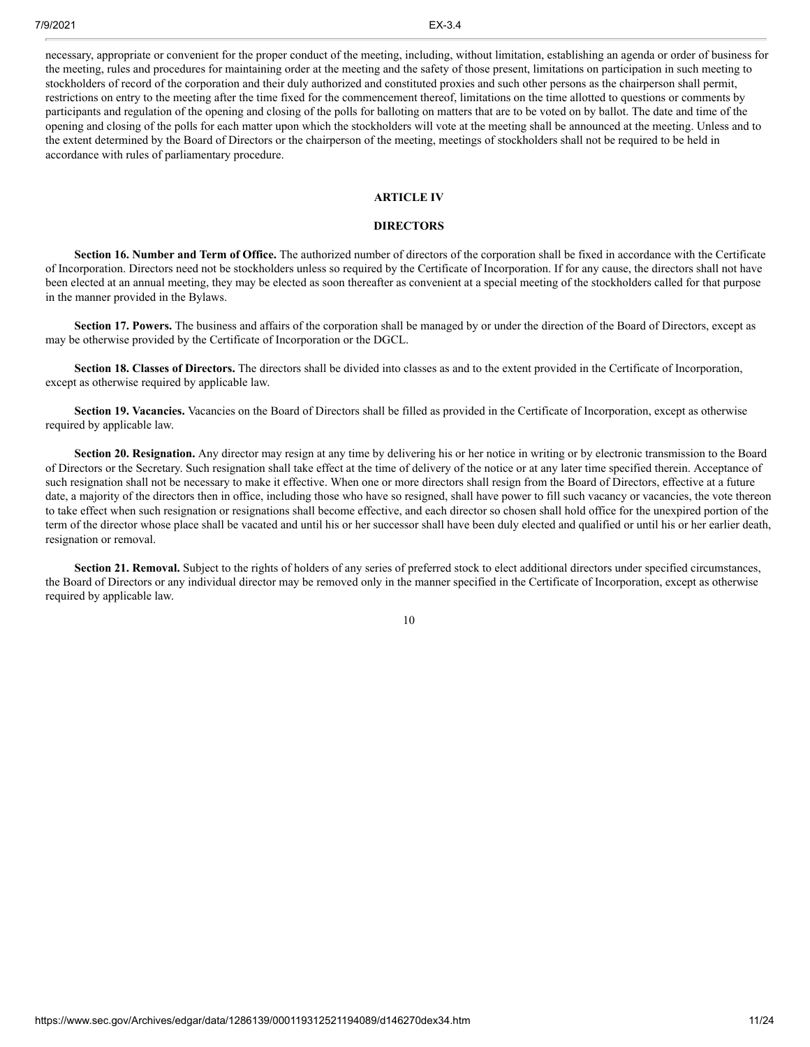necessary, appropriate or convenient for the proper conduct of the meeting, including, without limitation, establishing an agenda or order of business for the meeting, rules and procedures for maintaining order at the meeting and the safety of those present, limitations on participation in such meeting to stockholders of record of the corporation and their duly authorized and constituted proxies and such other persons as the chairperson shall permit, restrictions on entry to the meeting after the time fixed for the commencement thereof, limitations on the time allotted to questions or comments by participants and regulation of the opening and closing of the polls for balloting on matters that are to be voted on by ballot. The date and time of the opening and closing of the polls for each matter upon which the stockholders will vote at the meeting shall be announced at the meeting. Unless and to the extent determined by the Board of Directors or the chairperson of the meeting, meetings of stockholders shall not be required to be held in accordance with rules of parliamentary procedure.

## ARTICLE IV

## DIRECTORS

**Section 16. Number and Term of Office.** The authorized number of directors of the corporation shall be fixed in accordance with the Certificate of Incorporation. Directors need not be stockholders unless so required by the Certificate of Incorporation. If for any cause, the directors shall not have been elected at an annual meeting, they may be elected as soon thereafter as convenient at a special meeting of the stockholders called for that purpose in the manner provided in the Bylaws.

**Section 17. Powers.** The business and affairs of the corporation shall be managed by or under the direction of the Board of Directors, except as may be otherwise provided by the Certificate of Incorporation or the DGCL.

**Section 18. Classes of Directors.** The directors shall be divided into classes as and to the extent provided in the Certificate of Incorporation, except as otherwise required by applicable law.

**Section 19. Vacancies.** Vacancies on the Board of Directors shall be filled as provided in the Certificate of Incorporation, except as otherwise required by applicable law.

**Section 20. Resignation.** Any director may resign at any time by delivering his or her notice in writing or by electronic transmission to the Board of Directors or the Secretary. Such resignation shall take effect at the time of delivery of the notice or at any later time specified therein. Acceptance of such resignation shall not be necessary to make it effective. When one or more directors shall resign from the Board of Directors, effective at a future date, a majority of the directors then in office, including those who have so resigned, shall have power to fill such vacancy or vacancies, the vote thereon to take effect when such resignation or resignations shall become effective, and each director so chosen shall hold office for the unexpired portion of the term of the director whose place shall be vacated and until his or her successor shall have been duly elected and qualified or until his or her earlier death, resignation or removal.

**Section 21. Removal.** Subject to the rights of holders of any series of preferred stock to elect additional directors under specified circumstances, the Board of Directors or any individual director may be removed only in the manner specified in the Certificate of Incorporation, except as otherwise required by applicable law.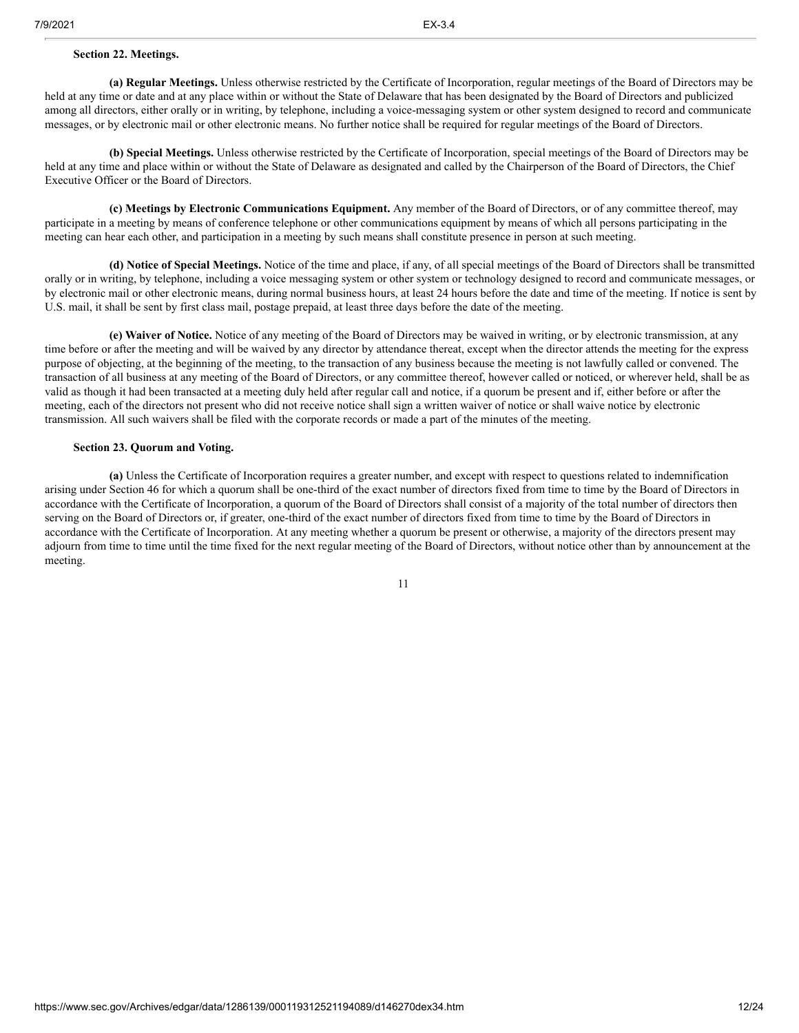**Section 22. Meetings.**

**(a) Regular Meetings.** Unless otherwise restricted by the Certificate of Incorporation, regular meetings of the Board of Directors may be held at any time or date and at any place within or without the State of Delaware that has been designated by the Board of Directors and publicized among all directors, either orally or in writing, by telephone, including a voice-messaging system or other system designed to record and communicate messages, or by electronic mail or other electronic means. No further notice shall be required for regular meetings of the Board of Directors.

**(b) Special Meetings.** Unless otherwise restricted by the Certificate of Incorporation, special meetings of the Board of Directors may be held at any time and place within or without the State of Delaware as designated and called by the Chairperson of the Board of Directors, the Chief Executive Officer or the Board of Directors.

**(c) Meetings by Electronic Communications Equipment.** Any member of the Board of Directors, or of any committee thereof, may participate in a meeting by means of conference telephone or other communications equipment by means of which all persons participating in the meeting can hear each other, and participation in a meeting by such means shall constitute presence in person at such meeting.

**(d) Notice of Special Meetings.** Notice of the time and place, if any, of all special meetings of the Board of Directors shall be transmitted orally or in writing, by telephone, including a voice messaging system or other system or technology designed to record and communicate messages, or by electronic mail or other electronic means, during normal business hours, at least 24 hours before the date and time of the meeting. If notice is sent by U.S. mail, it shall be sent by first class mail, postage prepaid, at least three days before the date of the meeting.

**(e) Waiver of Notice.** Notice of any meeting of the Board of Directors may be waived in writing, or by electronic transmission, at any time before or after the meeting and will be waived by any director by attendance thereat, except when the director attends the meeting for the express purpose of objecting, at the beginning of the meeting, to the transaction of any business because the meeting is not lawfully called or convened. The transaction of all business at any meeting of the Board of Directors, or any committee thereof, however called or noticed, or wherever held, shall be as valid as though it had been transacted at a meeting duly held after regular call and notice, if a quorum be present and if, either before or after the meeting, each of the directors not present who did not receive notice shall sign a written waiver of notice or shall waive notice by electronic transmission. All such waivers shall be filed with the corporate records or made a part of the minutes of the meeting.

**Section 23. Quorum and Voting.**

**(a)** Unless the Certificate of Incorporation requires a greater number, and except with respect to questions related to indemnification arising under Section 46 for which a quorum shall be one-third of the exact number of directors fixed from time to time by the Board of Directors in accordance with the Certificate of Incorporation, a quorum of the Board of Directors shall consist of a majority of the total number of directors then serving on the Board of Directors or, if greater, one-third of the exact number of directors fixed from time to time by the Board of Directors in accordance with the Certificate of Incorporation. At any meeting whether a quorum be present or otherwise, a majority of the directors present may adjourn from time to time until the time fixed for the next regular meeting of the Board of Directors, without notice other than by announcement at the meeting.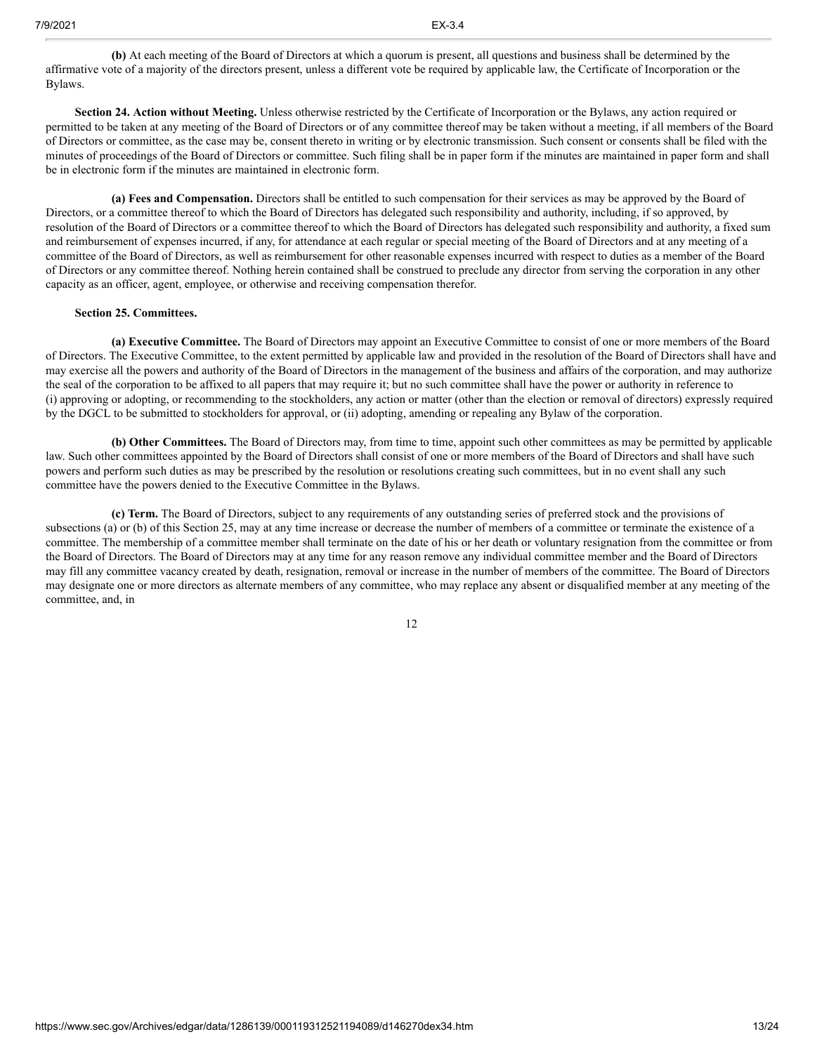**(b)** At each meeting of the Board of Directors at which a quorum is present, all questions and business shall be determined by the affirmative vote of a majority of the directors present, unless a different vote be required by applicable law, the Certificate of Incorporation or the Bylaws.

**Section 24. Action without Meeting.** Unless otherwise restricted by the Certificate of Incorporation or the Bylaws, any action required or permitted to be taken at any meeting of the Board of Directors or of any committee thereof may be taken without a meeting, if all members of the Board of Directors or committee, as the case may be, consent thereto in writing or by electronic transmission. Such consent or consents shall be filed with the minutes of proceedings of the Board of Directors or committee. Such filing shall be in paper form if the minutes are maintained in paper form and shall be in electronic form if the minutes are maintained in electronic form.

**(a) Fees and Compensation.** Directors shall be entitled to such compensation for their services as may be approved by the Board of Directors, or a committee thereof to which the Board of Directors has delegated such responsibility and authority, including, if so approved, by resolution of the Board of Directors or a committee thereof to which the Board of Directors has delegated such responsibility and authority, a fixed sum and reimbursement of expenses incurred, if any, for attendance at each regular or special meeting of the Board of Directors and at any meeting of a committee of the Board of Directors, as well as reimbursement for other reasonable expenses incurred with respect to duties as a member of the Board of Directors or any committee thereof. Nothing herein contained shall be construed to preclude any director from serving the corporation in any other capacity as an officer, agent, employee, or otherwise and receiving compensation therefor.

**Section 25. Committees.**

**(a) Executive Committee.** The Board of Directors may appoint an Executive Committee to consist of one or more members of the Board of Directors. The Executive Committee, to the extent permitted by applicable law and provided in the resolution of the Board of Directors shall have and may exercise all the powers and authority of the Board of Directors in the management of the business and affairs of the corporation, and may authorize the seal of the corporation to be affixed to all papers that may require it; but no such committee shall have the power or authority in reference to (i) approving or adopting, or recommending to the stockholders, any action or matter (other than the election or removal of directors) expressly required by the DGCL to be submitted to stockholders for approval, or (ii) adopting, amending or repealing any Bylaw of the corporation.

**(b) Other Committees.** The Board of Directors may, from time to time, appoint such other committees as may be permitted by applicable law. Such other committees appointed by the Board of Directors shall consist of one or more members of the Board of Directors and shall have such powers and perform such duties as may be prescribed by the resolution or resolutions creating such committees, but in no event shall any such committee have the powers denied to the Executive Committee in the Bylaws.

**(c) Term.** The Board of Directors, subject to any requirements of any outstanding series of preferred stock and the provisions of subsections (a) or (b) of this Section 25, may at any time increase or decrease the number of members of a committee or terminate the existence of a committee. The membership of a committee member shall terminate on the date of his or her death or voluntary resignation from the committee or from the Board of Directors. The Board of Directors may at any time for any reason remove any individual committee member and the Board of Directors may fill any committee vacancy created by death, resignation, removal or increase in the number of members of the committee. The Board of Directors may designate one or more directors as alternate members of any committee, who may replace any absent or disqualified member at any meeting of the committee, and, in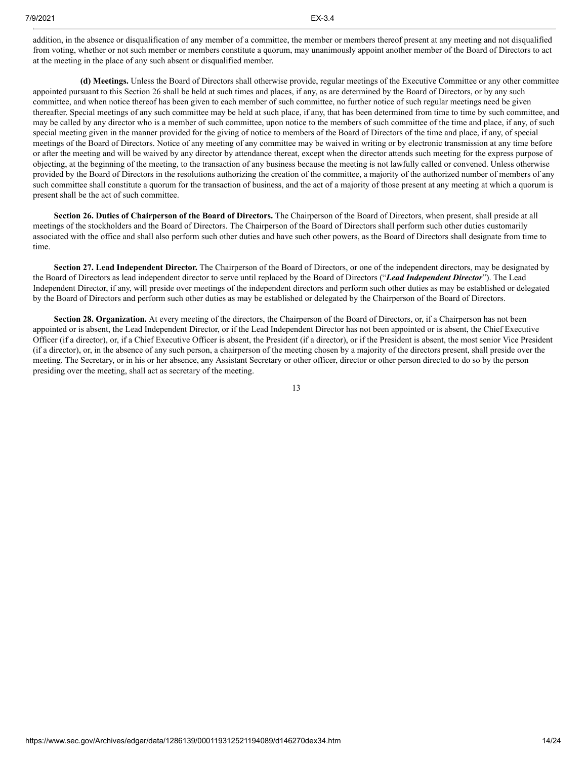addition, in the absence or disqualification of any member of a committee, the member or members thereof present at any meeting and not disqualified from voting, whether or not such member or members constitute a quorum, may unanimously appoint another member of the Board of Directors to act at the meeting in the place of any such absent or disqualified member.

**(d) Meetings.** Unless the Board of Directors shall otherwise provide, regular meetings of the Executive Committee or any other committee appointed pursuant to this Section 26 shall be held at such times and places, if any, as are determined by the Board of Directors, or by any such committee, and when notice thereof has been given to each member of such committee, no further notice of such regular meetings need be given thereafter. Special meetings of any such committee may be held at such place, if any, that has been determined from time to time by such committee, and may be called by any director who is a member of such committee, upon notice to the members of such committee of the time and place, if any, of such special meeting given in the manner provided for the giving of notice to members of the Board of Directors of the time and place, if any, of special meetings of the Board of Directors. Notice of any meeting of any committee may be waived in writing or by electronic transmission at any time before or after the meeting and will be waived by any director by attendance thereat, except when the director attends such meeting for the express purpose of objecting, at the beginning of the meeting, to the transaction of any business because the meeting is not lawfully called or convened. Unless otherwise provided by the Board of Directors in the resolutions authorizing the creation of the committee, a majority of the authorized number of members of any such committee shall constitute a quorum for the transaction of business, and the act of a majority of those present at any meeting at which a quorum is present shall be the act of such committee.

**Section 26. Duties of Chairperson of the Board of Directors.** The Chairperson of the Board of Directors, when present, shall preside at all meetings of the stockholders and the Board of Directors. The Chairperson of the Board of Directors shall perform such other duties customarily associated with the office and shall also perform such other duties and have such other powers, as the Board of Directors shall designate from time to time.

**Section 27. Lead Independent Director.** The Chairperson of the Board of Directors, or one of the independent directors, may be designated by the Board of Directors as lead independent director to serve until replaced by the Board of Directors ("***Lead Independent Director***"). The Lead Independent Director, if any, will preside over meetings of the independent directors and perform such other duties as may be established or delegated by the Board of Directors and perform such other duties as may be established or delegated by the Chairperson of the Board of Directors.

**Section 28. Organization.** At every meeting of the directors, the Chairperson of the Board of Directors, or, if a Chairperson has not been appointed or is absent, the Lead Independent Director, or if the Lead Independent Director has not been appointed or is absent, the Chief Executive Officer (if a director), or, if a Chief Executive Officer is absent, the President (if a director), or if the President is absent, the most senior Vice President (if a director), or, in the absence of any such person, a chairperson of the meeting chosen by a majority of the directors present, shall preside over the meeting. The Secretary, or in his or her absence, any Assistant Secretary or other officer, director or other person directed to do so by the person presiding over the meeting, shall act as secretary of the meeting.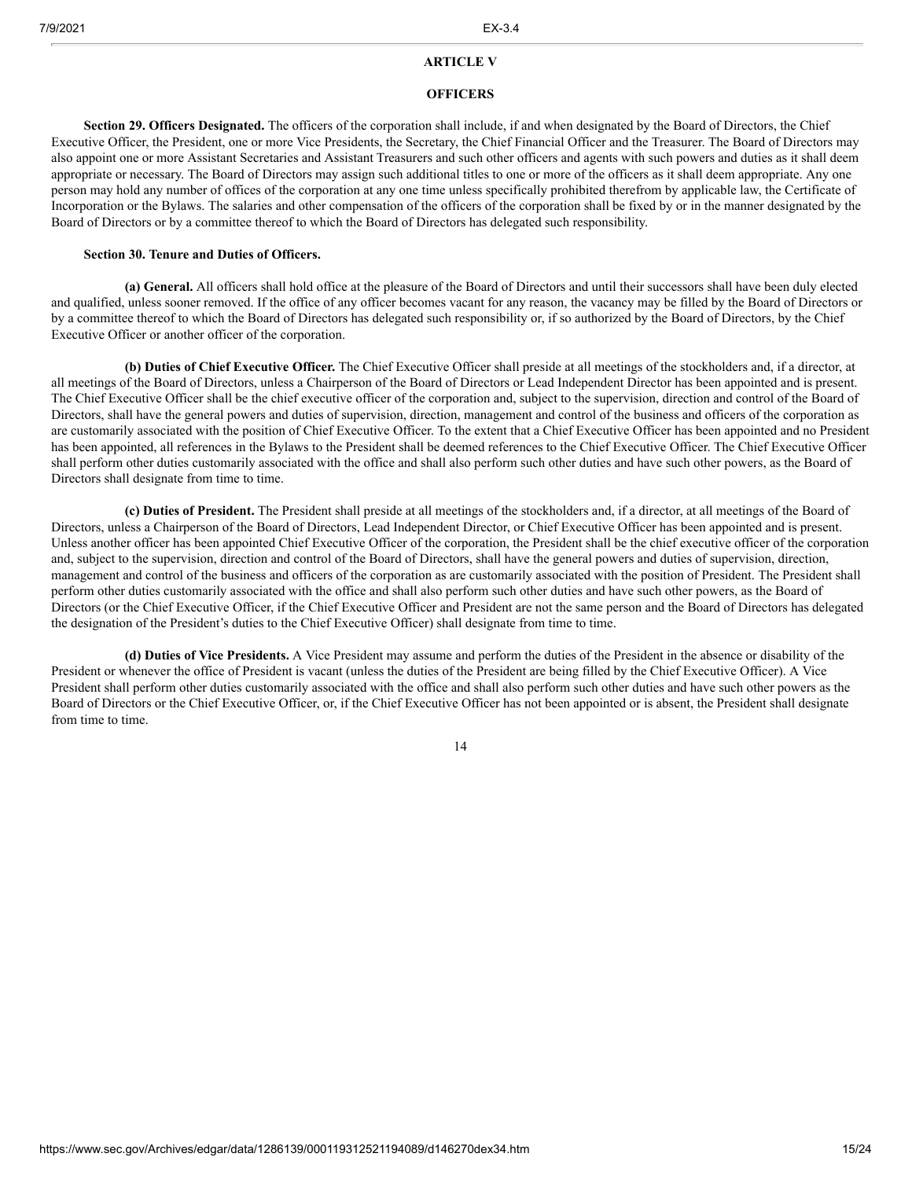## ARTICLE V

## OFFICERS

**Section 29. Officers Designated.** The officers of the corporation shall include, if and when designated by the Board of Directors, the Chief Executive Officer, the President, one or more Vice Presidents, the Secretary, the Chief Financial Officer and the Treasurer. The Board of Directors may also appoint one or more Assistant Secretaries and Assistant Treasurers and such other officers and agents with such powers and duties as it shall deem appropriate or necessary. The Board of Directors may assign such additional titles to one or more of the officers as it shall deem appropriate. Any one person may hold any number of offices of the corporation at any one time unless specifically prohibited therefrom by applicable law, the Certificate of Incorporation or the Bylaws. The salaries and other compensation of the officers of the corporation shall be fixed by or in the manner designated by the Board of Directors or by a committee thereof to which the Board of Directors has delegated such responsibility.

**Section 30. Tenure and Duties of Officers.**

**(a) General.** All officers shall hold office at the pleasure of the Board of Directors and until their successors shall have been duly elected and qualified, unless sooner removed. If the office of any officer becomes vacant for any reason, the vacancy may be filled by the Board of Directors or by a committee thereof to which the Board of Directors has delegated such responsibility or, if so authorized by the Board of Directors, by the Chief Executive Officer or another officer of the corporation.

**(b) Duties of Chief Executive Officer.** The Chief Executive Officer shall preside at all meetings of the stockholders and, if a director, at all meetings of the Board of Directors, unless a Chairperson of the Board of Directors or Lead Independent Director has been appointed and is present. The Chief Executive Officer shall be the chief executive officer of the corporation and, subject to the supervision, direction and control of the Board of Directors, shall have the general powers and duties of supervision, direction, management and control of the business and officers of the corporation as are customarily associated with the position of Chief Executive Officer. To the extent that a Chief Executive Officer has been appointed and no President has been appointed, all references in the Bylaws to the President shall be deemed references to the Chief Executive Officer. The Chief Executive Officer shall perform other duties customarily associated with the office and shall also perform such other duties and have such other powers, as the Board of Directors shall designate from time to time.

**(c) Duties of President.** The President shall preside at all meetings of the stockholders and, if a director, at all meetings of the Board of Directors, unless a Chairperson of the Board of Directors, Lead Independent Director, or Chief Executive Officer has been appointed and is present. Unless another officer has been appointed Chief Executive Officer of the corporation, the President shall be the chief executive officer of the corporation and, subject to the supervision, direction and control of the Board of Directors, shall have the general powers and duties of supervision, direction, management and control of the business and officers of the corporation as are customarily associated with the position of President. The President shall perform other duties customarily associated with the office and shall also perform such other duties and have such other powers, as the Board of Directors (or the Chief Executive Officer, if the Chief Executive Officer and President are not the same person and the Board of Directors has delegated the designation of the President's duties to the Chief Executive Officer) shall designate from time to time.

**(d) Duties of Vice Presidents.** A Vice President may assume and perform the duties of the President in the absence or disability of the President or whenever the office of President is vacant (unless the duties of the President are being filled by the Chief Executive Officer). A Vice President shall perform other duties customarily associated with the office and shall also perform such other duties and have such other powers as the Board of Directors or the Chief Executive Officer, or, if the Chief Executive Officer has not been appointed or is absent, the President shall designate from time to time.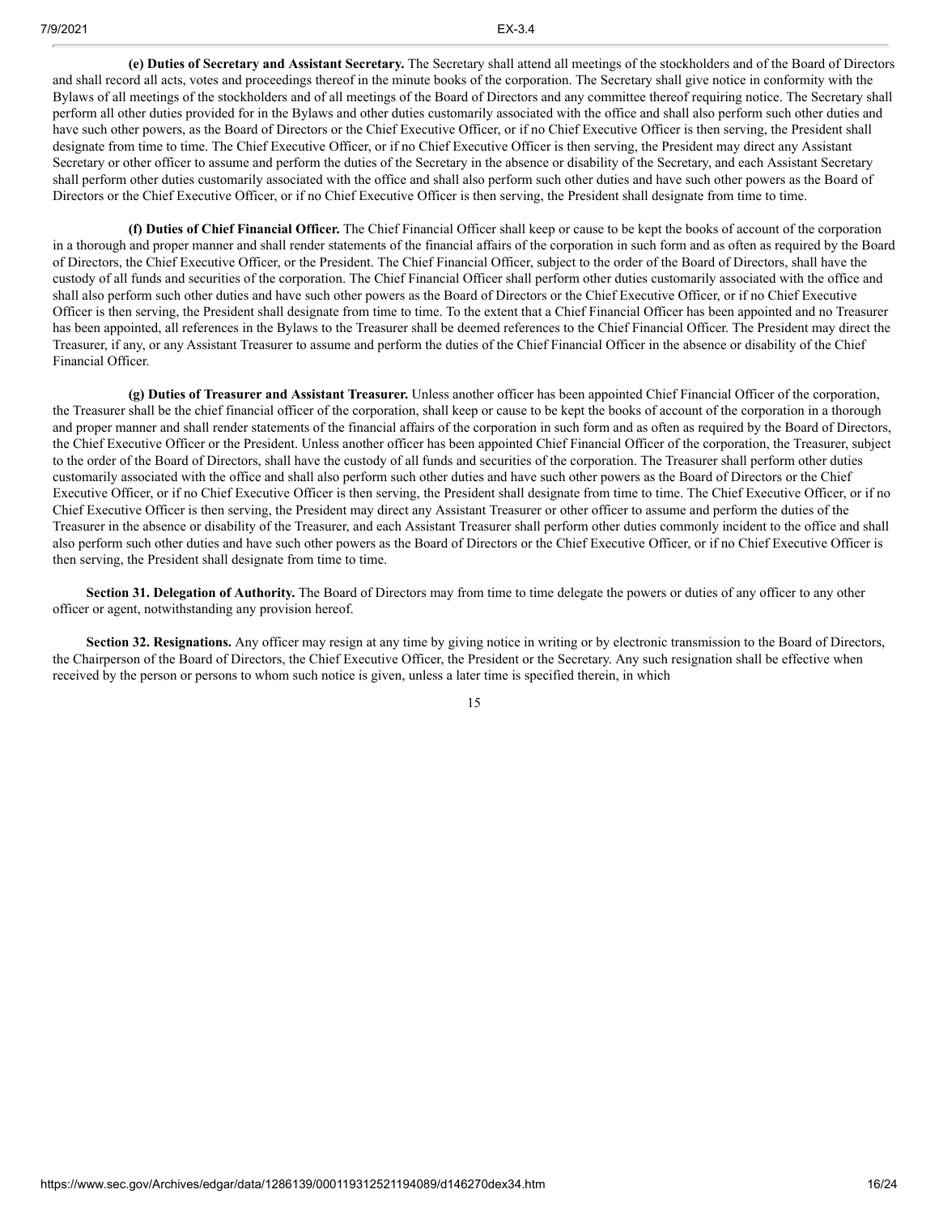**(e) Duties of Secretary and Assistant Secretary.** The Secretary shall attend all meetings of the stockholders and of the Board of Directors and shall record all acts, votes and proceedings thereof in the minute books of the corporation. The Secretary shall give notice in conformity with the Bylaws of all meetings of the stockholders and of all meetings of the Board of Directors and any committee thereof requiring notice. The Secretary shall perform all other duties provided for in the Bylaws and other duties customarily associated with the office and shall also perform such other duties and have such other powers, as the Board of Directors or the Chief Executive Officer, or if no Chief Executive Officer is then serving, the President shall designate from time to time. The Chief Executive Officer, or if no Chief Executive Officer is then serving, the President may direct any Assistant Secretary or other officer to assume and perform the duties of the Secretary in the absence or disability of the Secretary, and each Assistant Secretary shall perform other duties customarily associated with the office and shall also perform such other duties and have such other powers as the Board of Directors or the Chief Executive Officer, or if no Chief Executive Officer is then serving, the President shall designate from time to time.

**(f) Duties of Chief Financial Officer.** The Chief Financial Officer shall keep or cause to be kept the books of account of the corporation in a thorough and proper manner and shall render statements of the financial affairs of the corporation in such form and as often as required by the Board of Directors, the Chief Executive Officer, or the President. The Chief Financial Officer, subject to the order of the Board of Directors, shall have the custody of all funds and securities of the corporation. The Chief Financial Officer shall perform other duties customarily associated with the office and shall also perform such other duties and have such other powers as the Board of Directors or the Chief Executive Officer, or if no Chief Executive Officer is then serving, the President shall designate from time to time. To the extent that a Chief Financial Officer has been appointed and no Treasurer has been appointed, all references in the Bylaws to the Treasurer shall be deemed references to the Chief Financial Officer. The President may direct the Treasurer, if any, or any Assistant Treasurer to assume and perform the duties of the Chief Financial Officer in the absence or disability of the Chief Financial Officer.

**(g) Duties of Treasurer and Assistant Treasurer.** Unless another officer has been appointed Chief Financial Officer of the corporation, the Treasurer shall be the chief financial officer of the corporation, shall keep or cause to be kept the books of account of the corporation in a thorough and proper manner and shall render statements of the financial affairs of the corporation in such form and as often as required by the Board of Directors, the Chief Executive Officer or the President. Unless another officer has been appointed Chief Financial Officer of the corporation, the Treasurer, subject to the order of the Board of Directors, shall have the custody of all funds and securities of the corporation. The Treasurer shall perform other duties customarily associated with the office and shall also perform such other duties and have such other powers as the Board of Directors or the Chief Executive Officer, or if no Chief Executive Officer is then serving, the President shall designate from time to time. The Chief Executive Officer, or if no Chief Executive Officer is then serving, the President may direct any Assistant Treasurer or other officer to assume and perform the duties of the Treasurer in the absence or disability of the Treasurer, and each Assistant Treasurer shall perform other duties commonly incident to the office and shall also perform such other duties and have such other powers as the Board of Directors or the Chief Executive Officer, or if no Chief Executive Officer is then serving, the President shall designate from time to time.

**Section 31. Delegation of Authority.** The Board of Directors may from time to time delegate the powers or duties of any officer to any other officer or agent, notwithstanding any provision hereof.

**Section 32. Resignations.** Any officer may resign at any time by giving notice in writing or by electronic transmission to the Board of Directors, the Chairperson of the Board of Directors, the Chief Executive Officer, the President or the Secretary. Any such resignation shall be effective when received by the person or persons to whom such notice is given, unless a later time is specified therein, in which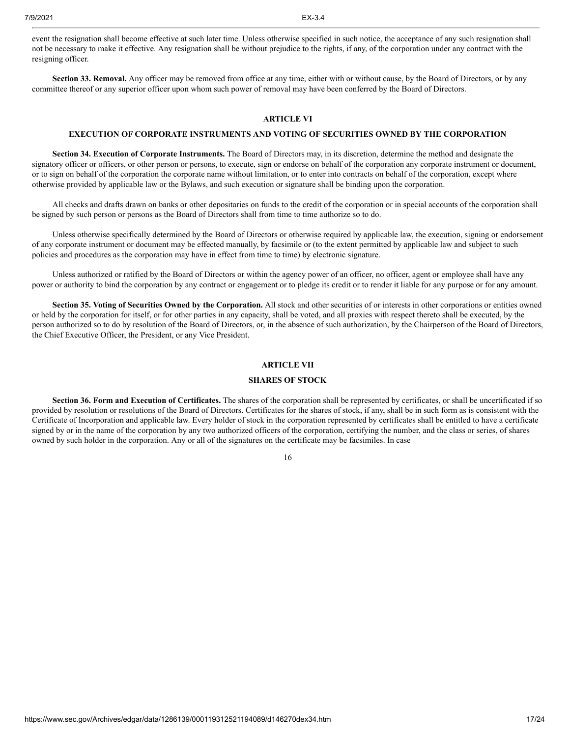event the resignation shall become effective at such later time. Unless otherwise specified in such notice, the acceptance of any such resignation shall not be necessary to make it effective. Any resignation shall be without prejudice to the rights, if any, of the corporation under any contract with the resigning officer.

**Section 33. Removal.** Any officer may be removed from office at any time, either with or without cause, by the Board of Directors, or by any committee thereof or any superior officer upon whom such power of removal may have been conferred by the Board of Directors.

## ARTICLE VI

## EXECUTION OF CORPORATE INSTRUMENTS AND VOTING OF SECURITIES OWNED BY THE CORPORATION

**Section 34. Execution of Corporate Instruments.** The Board of Directors may, in its discretion, determine the method and designate the signatory officer or officers, or other person or persons, to execute, sign or endorse on behalf of the corporation any corporate instrument or document, or to sign on behalf of the corporation the corporate name without limitation, or to enter into contracts on behalf of the corporation, except where otherwise provided by applicable law or the Bylaws, and such execution or signature shall be binding upon the corporation.

All checks and drafts drawn on banks or other depositaries on funds to the credit of the corporation or in special accounts of the corporation shall be signed by such person or persons as the Board of Directors shall from time to time authorize so to do.

Unless otherwise specifically determined by the Board of Directors or otherwise required by applicable law, the execution, signing or endorsement of any corporate instrument or document may be effected manually, by facsimile or (to the extent permitted by applicable law and subject to such policies and procedures as the corporation may have in effect from time to time) by electronic signature.

Unless authorized or ratified by the Board of Directors or within the agency power of an officer, no officer, agent or employee shall have any power or authority to bind the corporation by any contract or engagement or to pledge its credit or to render it liable for any purpose or for any amount.

**Section 35. Voting of Securities Owned by the Corporation.** All stock and other securities of or interests in other corporations or entities owned or held by the corporation for itself, or for other parties in any capacity, shall be voted, and all proxies with respect thereto shall be executed, by the person authorized so to do by resolution of the Board of Directors, or, in the absence of such authorization, by the Chairperson of the Board of Directors, the Chief Executive Officer, the President, or any Vice President.

## ARTICLE VII

## SHARES OF STOCK

**Section 36. Form and Execution of Certificates.** The shares of the corporation shall be represented by certificates, or shall be uncertificated if so provided by resolution or resolutions of the Board of Directors. Certificates for the shares of stock, if any, shall be in such form as is consistent with the Certificate of Incorporation and applicable law. Every holder of stock in the corporation represented by certificates shall be entitled to have a certificate signed by or in the name of the corporation by any two authorized officers of the corporation, certifying the number, and the class or series, of shares owned by such holder in the corporation. Any or all of the signatures on the certificate may be facsimiles. In case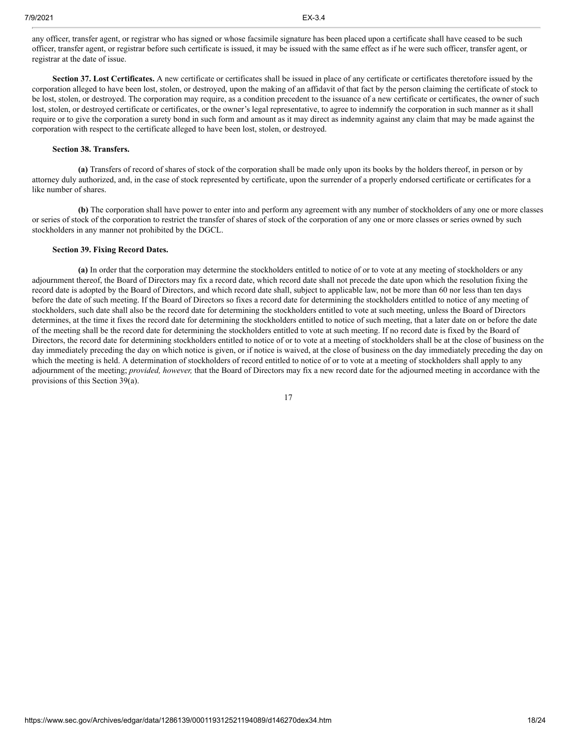any officer, transfer agent, or registrar who has signed or whose facsimile signature has been placed upon a certificate shall have ceased to be such officer, transfer agent, or registrar before such certificate is issued, it may be issued with the same effect as if he were such officer, transfer agent, or registrar at the date of issue.

**Section 37. Lost Certificates.** A new certificate or certificates shall be issued in place of any certificate or certificates theretofore issued by the corporation alleged to have been lost, stolen, or destroyed, upon the making of an affidavit of that fact by the person claiming the certificate of stock to be lost, stolen, or destroyed. The corporation may require, as a condition precedent to the issuance of a new certificate or certificates, the owner of such lost, stolen, or destroyed certificate or certificates, or the owner's legal representative, to agree to indemnify the corporation in such manner as it shall require or to give the corporation a surety bond in such form and amount as it may direct as indemnity against any claim that may be made against the corporation with respect to the certificate alleged to have been lost, stolen, or destroyed.

**Section 38. Transfers.**

**(a)** Transfers of record of shares of stock of the corporation shall be made only upon its books by the holders thereof, in person or by attorney duly authorized, and, in the case of stock represented by certificate, upon the surrender of a properly endorsed certificate or certificates for a like number of shares.

**(b)** The corporation shall have power to enter into and perform any agreement with any number of stockholders of any one or more classes or series of stock of the corporation to restrict the transfer of shares of stock of the corporation of any one or more classes or series owned by such stockholders in any manner not prohibited by the DGCL.

**Section 39. Fixing Record Dates.**

**(a)** In order that the corporation may determine the stockholders entitled to notice of or to vote at any meeting of stockholders or any adjournment thereof, the Board of Directors may fix a record date, which record date shall not precede the date upon which the resolution fixing the record date is adopted by the Board of Directors, and which record date shall, subject to applicable law, not be more than 60 nor less than ten days before the date of such meeting. If the Board of Directors so fixes a record date for determining the stockholders entitled to notice of any meeting of stockholders, such date shall also be the record date for determining the stockholders entitled to vote at such meeting, unless the Board of Directors determines, at the time it fixes the record date for determining the stockholders entitled to notice of such meeting, that a later date on or before the date of the meeting shall be the record date for determining the stockholders entitled to vote at such meeting. If no record date is fixed by the Board of Directors, the record date for determining stockholders entitled to notice of or to vote at a meeting of stockholders shall be at the close of business on the day immediately preceding the day on which notice is given, or if notice is waived, at the close of business on the day immediately preceding the day on which the meeting is held. A determination of stockholders of record entitled to notice of or to vote at a meeting of stockholders shall apply to any adjournment of the meeting; *provided, however,* that the Board of Directors may fix a new record date for the adjourned meeting in accordance with the provisions of this Section 39(a).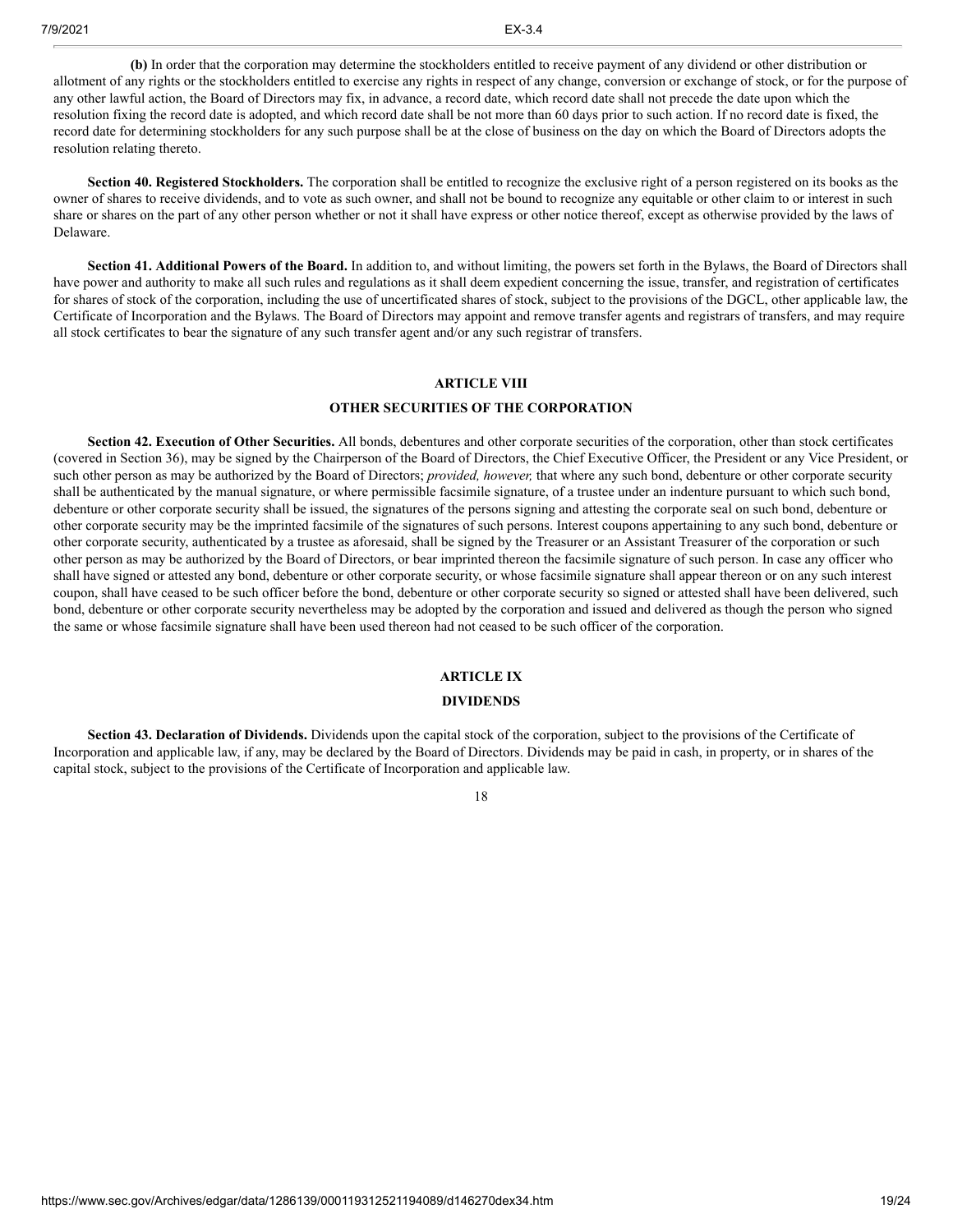**(b)** In order that the corporation may determine the stockholders entitled to receive payment of any dividend or other distribution or allotment of any rights or the stockholders entitled to exercise any rights in respect of any change, conversion or exchange of stock, or for the purpose of any other lawful action, the Board of Directors may fix, in advance, a record date, which record date shall not precede the date upon which the resolution fixing the record date is adopted, and which record date shall be not more than 60 days prior to such action. If no record date is fixed, the record date for determining stockholders for any such purpose shall be at the close of business on the day on which the Board of Directors adopts the resolution relating thereto.

**Section 40. Registered Stockholders.** The corporation shall be entitled to recognize the exclusive right of a person registered on its books as the owner of shares to receive dividends, and to vote as such owner, and shall not be bound to recognize any equitable or other claim to or interest in such share or shares on the part of any other person whether or not it shall have express or other notice thereof, except as otherwise provided by the laws of Delaware.

**Section 41. Additional Powers of the Board.** In addition to, and without limiting, the powers set forth in the Bylaws, the Board of Directors shall have power and authority to make all such rules and regulations as it shall deem expedient concerning the issue, transfer, and registration of certificates for shares of stock of the corporation, including the use of uncertificated shares of stock, subject to the provisions of the DGCL, other applicable law, the Certificate of Incorporation and the Bylaws. The Board of Directors may appoint and remove transfer agents and registrars of transfers, and may require all stock certificates to bear the signature of any such transfer agent and/or any such registrar of transfers.

## ARTICLE VIII

## OTHER SECURITIES OF THE CORPORATION

**Section 42. Execution of Other Securities.** All bonds, debentures and other corporate securities of the corporation, other than stock certificates (covered in Section 36), may be signed by the Chairperson of the Board of Directors, the Chief Executive Officer, the President or any Vice President, or such other person as may be authorized by the Board of Directors; *provided, however,* that where any such bond, debenture or other corporate security shall be authenticated by the manual signature, or where permissible facsimile signature, of a trustee under an indenture pursuant to which such bond, debenture or other corporate security shall be issued, the signatures of the persons signing and attesting the corporate seal on such bond, debenture or other corporate security may be the imprinted facsimile of the signatures of such persons. Interest coupons appertaining to any such bond, debenture or other corporate security, authenticated by a trustee as aforesaid, shall be signed by the Treasurer or an Assistant Treasurer of the corporation or such other person as may be authorized by the Board of Directors, or bear imprinted thereon the facsimile signature of such person. In case any officer who shall have signed or attested any bond, debenture or other corporate security, or whose facsimile signature shall appear thereon or on any such interest coupon, shall have ceased to be such officer before the bond, debenture or other corporate security so signed or attested shall have been delivered, such bond, debenture or other corporate security nevertheless may be adopted by the corporation and issued and delivered as though the person who signed the same or whose facsimile signature shall have been used thereon had not ceased to be such officer of the corporation.

## ARTICLE IX

## DIVIDENDS

**Section 43. Declaration of Dividends.** Dividends upon the capital stock of the corporation, subject to the provisions of the Certificate of Incorporation and applicable law, if any, may be declared by the Board of Directors. Dividends may be paid in cash, in property, or in shares of the capital stock, subject to the provisions of the Certificate of Incorporation and applicable law.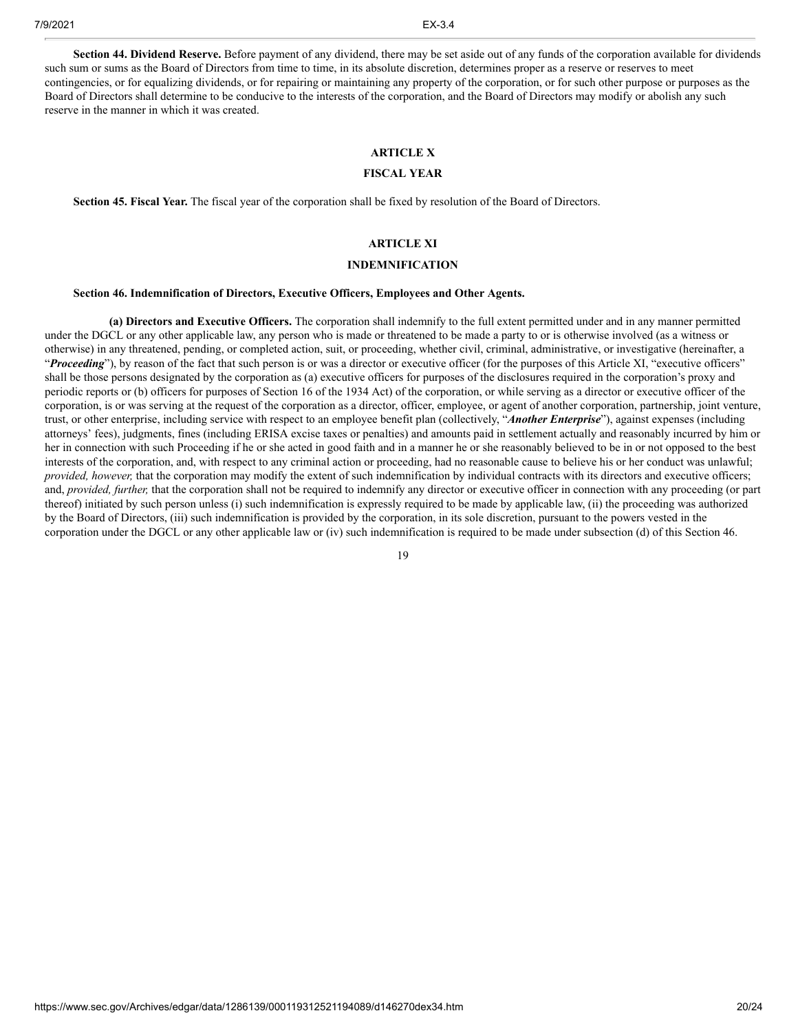**Section 44. Dividend Reserve.** Before payment of any dividend, there may be set aside out of any funds of the corporation available for dividends such sum or sums as the Board of Directors from time to time, in its absolute discretion, determines proper as a reserve or reserves to meet contingencies, or for equalizing dividends, or for repairing or maintaining any property of the corporation, or for such other purpose or purposes as the Board of Directors shall determine to be conducive to the interests of the corporation, and the Board of Directors may modify or abolish any such reserve in the manner in which it was created.

## ARTICLE X

## FISCAL YEAR

**Section 45. Fiscal Year.** The fiscal year of the corporation shall be fixed by resolution of the Board of Directors.

## ARTICLE XI

## INDEMNIFICATION

**Section 46. Indemnification of Directors, Executive Officers, Employees and Other Agents.**

**(a) Directors and Executive Officers.** The corporation shall indemnify to the full extent permitted under and in any manner permitted under the DGCL or any other applicable law, any person who is made or threatened to be made a party to or is otherwise involved (as a witness or otherwise) in any threatened, pending, or completed action, suit, or proceeding, whether civil, criminal, administrative, or investigative (hereinafter, a "***Proceeding***"), by reason of the fact that such person is or was a director or executive officer (for the purposes of this Article XI, "executive officers" shall be those persons designated by the corporation as (a) executive officers for purposes of the disclosures required in the corporation's proxy and periodic reports or (b) officers for purposes of Section 16 of the 1934 Act) of the corporation, or while serving as a director or executive officer of the corporation, is or was serving at the request of the corporation as a director, officer, employee, or agent of another corporation, partnership, joint venture, trust, or other enterprise, including service with respect to an employee benefit plan (collectively, "***Another Enterprise***"), against expenses (including attorneys' fees), judgments, fines (including ERISA excise taxes or penalties) and amounts paid in settlement actually and reasonably incurred by him or her in connection with such Proceeding if he or she acted in good faith and in a manner he or she reasonably believed to be in or not opposed to the best interests of the corporation, and, with respect to any criminal action or proceeding, had no reasonable cause to believe his or her conduct was unlawful; *provided, however,* that the corporation may modify the extent of such indemnification by individual contracts with its directors and executive officers; and, *provided, further,* that the corporation shall not be required to indemnify any director or executive officer in connection with any proceeding (or part thereof) initiated by such person unless (i) such indemnification is expressly required to be made by applicable law, (ii) the proceeding was authorized by the Board of Directors, (iii) such indemnification is provided by the corporation, in its sole discretion, pursuant to the powers vested in the corporation under the DGCL or any other applicable law or (iv) such indemnification is required to be made under subsection (d) of this Section 46.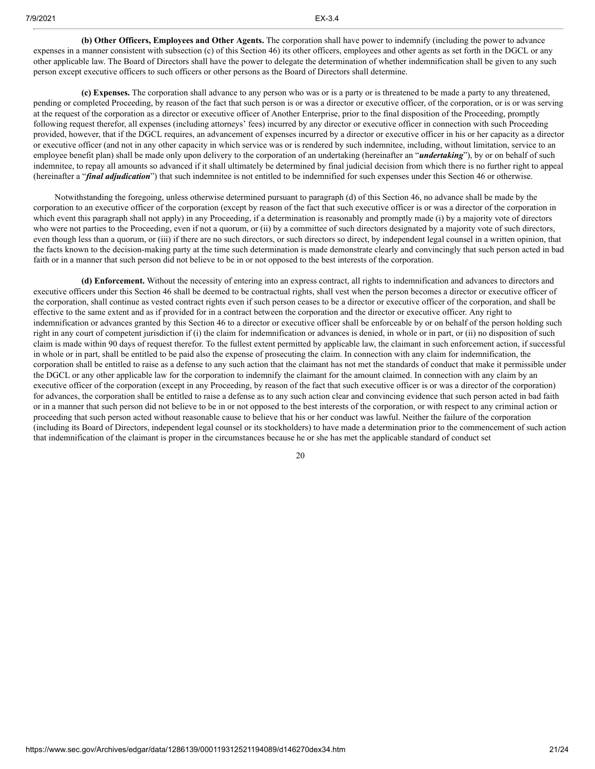**(b) Other Officers, Employees and Other Agents.** The corporation shall have power to indemnify (including the power to advance expenses in a manner consistent with subsection (c) of this Section 46) its other officers, employees and other agents as set forth in the DGCL or any other applicable law. The Board of Directors shall have the power to delegate the determination of whether indemnification shall be given to any such person except executive officers to such officers or other persons as the Board of Directors shall determine.

**(c) Expenses.** The corporation shall advance to any person who was or is a party or is threatened to be made a party to any threatened, pending or completed Proceeding, by reason of the fact that such person is or was a director or executive officer, of the corporation, or is or was serving at the request of the corporation as a director or executive officer of Another Enterprise, prior to the final disposition of the Proceeding, promptly following request therefor, all expenses (including attorneys' fees) incurred by any director or executive officer in connection with such Proceeding provided, however, that if the DGCL requires, an advancement of expenses incurred by a director or executive officer in his or her capacity as a director or executive officer (and not in any other capacity in which service was or is rendered by such indemnitee, including, without limitation, service to an employee benefit plan) shall be made only upon delivery to the corporation of an undertaking (hereinafter an "***undertaking***"), by or on behalf of such indemnitee, to repay all amounts so advanced if it shall ultimately be determined by final judicial decision from which there is no further right to appeal (hereinafter a "***final adjudication***") that such indemnitee is not entitled to be indemnified for such expenses under this Section 46 or otherwise.

Notwithstanding the foregoing, unless otherwise determined pursuant to paragraph (d) of this Section 46, no advance shall be made by the corporation to an executive officer of the corporation (except by reason of the fact that such executive officer is or was a director of the corporation in which event this paragraph shall not apply) in any Proceeding, if a determination is reasonably and promptly made (i) by a majority vote of directors who were not parties to the Proceeding, even if not a quorum, or (ii) by a committee of such directors designated by a majority vote of such directors, even though less than a quorum, or (iii) if there are no such directors, or such directors so direct, by independent legal counsel in a written opinion, that the facts known to the decision-making party at the time such determination is made demonstrate clearly and convincingly that such person acted in bad faith or in a manner that such person did not believe to be in or not opposed to the best interests of the corporation.

**(d) Enforcement.** Without the necessity of entering into an express contract, all rights to indemnification and advances to directors and executive officers under this Section 46 shall be deemed to be contractual rights, shall vest when the person becomes a director or executive officer of the corporation, shall continue as vested contract rights even if such person ceases to be a director or executive officer of the corporation, and shall be effective to the same extent and as if provided for in a contract between the corporation and the director or executive officer. Any right to indemnification or advances granted by this Section 46 to a director or executive officer shall be enforceable by or on behalf of the person holding such right in any court of competent jurisdiction if (i) the claim for indemnification or advances is denied, in whole or in part, or (ii) no disposition of such claim is made within 90 days of request therefor. To the fullest extent permitted by applicable law, the claimant in such enforcement action, if successful in whole or in part, shall be entitled to be paid also the expense of prosecuting the claim. In connection with any claim for indemnification, the corporation shall be entitled to raise as a defense to any such action that the claimant has not met the standards of conduct that make it permissible under the DGCL or any other applicable law for the corporation to indemnify the claimant for the amount claimed. In connection with any claim by an executive officer of the corporation (except in any Proceeding, by reason of the fact that such executive officer is or was a director of the corporation) for advances, the corporation shall be entitled to raise a defense as to any such action clear and convincing evidence that such person acted in bad faith or in a manner that such person did not believe to be in or not opposed to the best interests of the corporation, or with respect to any criminal action or proceeding that such person acted without reasonable cause to believe that his or her conduct was lawful. Neither the failure of the corporation (including its Board of Directors, independent legal counsel or its stockholders) to have made a determination prior to the commencement of such action that indemnification of the claimant is proper in the circumstances because he or she has met the applicable standard of conduct set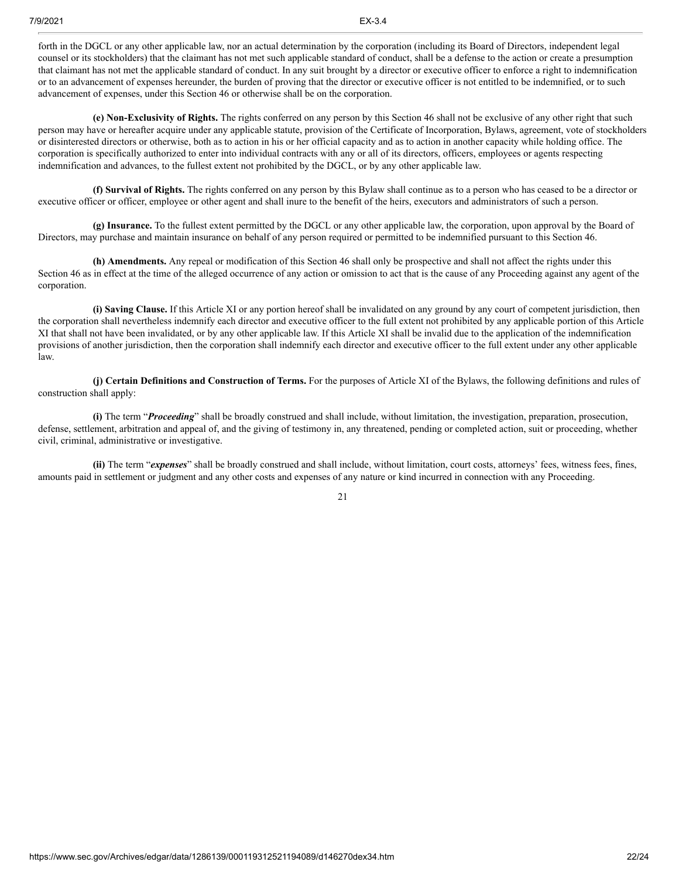forth in the DGCL or any other applicable law, nor an actual determination by the corporation (including its Board of Directors, independent legal counsel or its stockholders) that the claimant has not met such applicable standard of conduct, shall be a defense to the action or create a presumption that claimant has not met the applicable standard of conduct. In any suit brought by a director or executive officer to enforce a right to indemnification or to an advancement of expenses hereunder, the burden of proving that the director or executive officer is not entitled to be indemnified, or to such advancement of expenses, under this Section 46 or otherwise shall be on the corporation.

**(e) Non-Exclusivity of Rights.** The rights conferred on any person by this Section 46 shall not be exclusive of any other right that such person may have or hereafter acquire under any applicable statute, provision of the Certificate of Incorporation, Bylaws, agreement, vote of stockholders or disinterested directors or otherwise, both as to action in his or her official capacity and as to action in another capacity while holding office. The corporation is specifically authorized to enter into individual contracts with any or all of its directors, officers, employees or agents respecting indemnification and advances, to the fullest extent not prohibited by the DGCL, or by any other applicable law.

**(f) Survival of Rights.** The rights conferred on any person by this Bylaw shall continue as to a person who has ceased to be a director or executive officer or officer, employee or other agent and shall inure to the benefit of the heirs, executors and administrators of such a person.

**(g) Insurance.** To the fullest extent permitted by the DGCL or any other applicable law, the corporation, upon approval by the Board of Directors, may purchase and maintain insurance on behalf of any person required or permitted to be indemnified pursuant to this Section 46.

**(h) Amendments.** Any repeal or modification of this Section 46 shall only be prospective and shall not affect the rights under this Section 46 as in effect at the time of the alleged occurrence of any action or omission to act that is the cause of any Proceeding against any agent of the corporation.

**(i) Saving Clause.** If this Article XI or any portion hereof shall be invalidated on any ground by any court of competent jurisdiction, then the corporation shall nevertheless indemnify each director and executive officer to the full extent not prohibited by any applicable portion of this Article XI that shall not have been invalidated, or by any other applicable law. If this Article XI shall be invalid due to the application of the indemnification provisions of another jurisdiction, then the corporation shall indemnify each director and executive officer to the full extent under any other applicable law.

**(j) Certain Definitions and Construction of Terms.** For the purposes of Article XI of the Bylaws, the following definitions and rules of construction shall apply:

**(i)** The term "***Proceeding***" shall be broadly construed and shall include, without limitation, the investigation, preparation, prosecution, defense, settlement, arbitration and appeal of, and the giving of testimony in, any threatened, pending or completed action, suit or proceeding, whether civil, criminal, administrative or investigative.

**(ii)** The term "***expenses***" shall be broadly construed and shall include, without limitation, court costs, attorneys' fees, witness fees, fines, amounts paid in settlement or judgment and any other costs and expenses of any nature or kind incurred in connection with any Proceeding.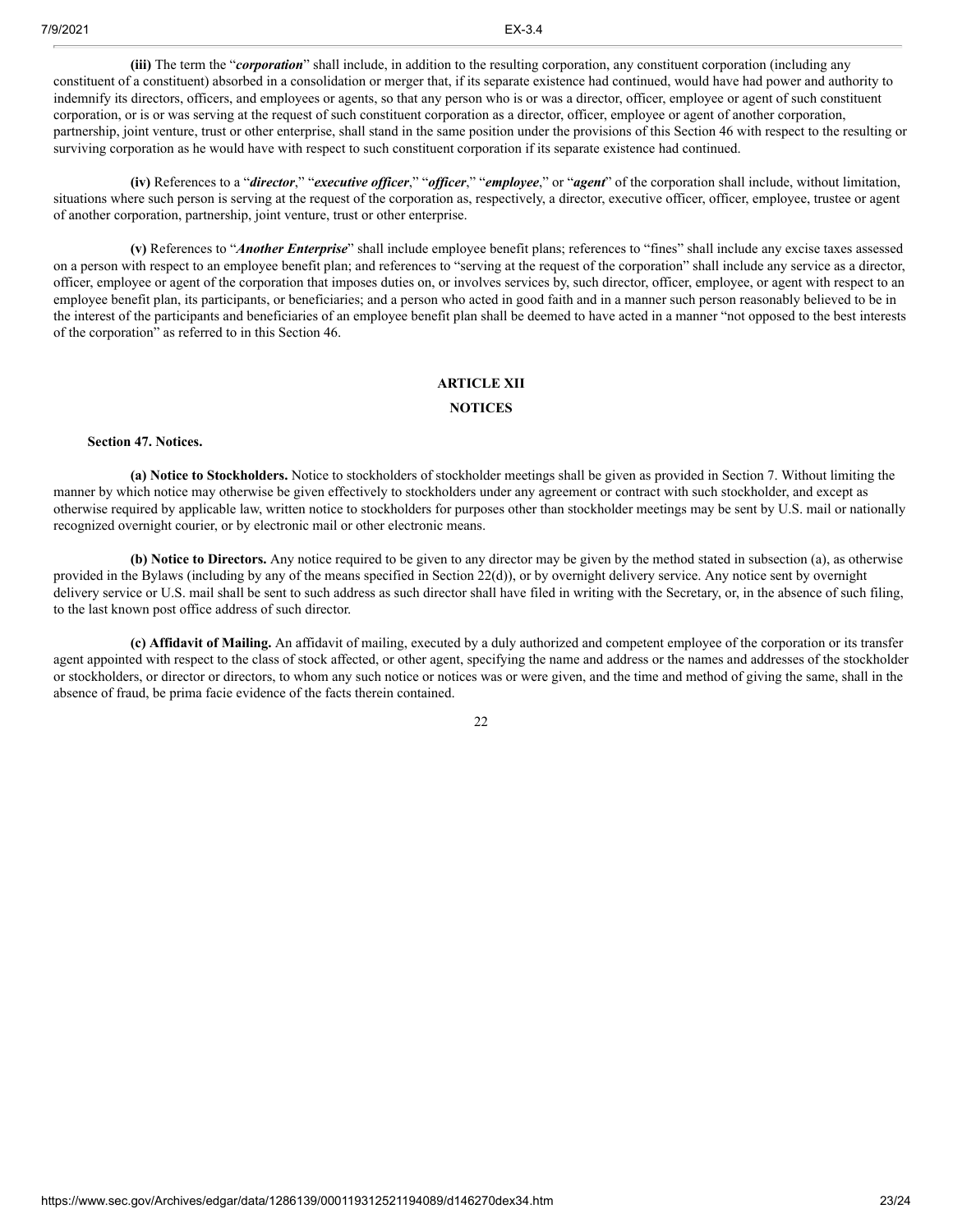**(iii)** The term the "***corporation***" shall include, in addition to the resulting corporation, any constituent corporation (including any constituent of a constituent) absorbed in a consolidation or merger that, if its separate existence had continued, would have had power and authority to indemnify its directors, officers, and employees or agents, so that any person who is or was a director, officer, employee or agent of such constituent corporation, or is or was serving at the request of such constituent corporation as a director, officer, employee or agent of another corporation, partnership, joint venture, trust or other enterprise, shall stand in the same position under the provisions of this Section 46 with respect to the resulting or surviving corporation as he would have with respect to such constituent corporation if its separate existence had continued.

**(iv)** References to a "***director***," "***executive officer***," "***officer***," "***employee***," or "***agent***" of the corporation shall include, without limitation, situations where such person is serving at the request of the corporation as, respectively, a director, executive officer, officer, employee, trustee or agent of another corporation, partnership, joint venture, trust or other enterprise.

**(v)** References to "***Another Enterprise***" shall include employee benefit plans; references to "fines" shall include any excise taxes assessed on a person with respect to an employee benefit plan; and references to "serving at the request of the corporation" shall include any service as a director, officer, employee or agent of the corporation that imposes duties on, or involves services by, such director, officer, employee, or agent with respect to an employee benefit plan, its participants, or beneficiaries; and a person who acted in good faith and in a manner such person reasonably believed to be in the interest of the participants and beneficiaries of an employee benefit plan shall be deemed to have acted in a manner "not opposed to the best interests of the corporation" as referred to in this Section 46.

## ARTICLE XII

## NOTICES

**Section 47. Notices.**

**(a) Notice to Stockholders.** Notice to stockholders of stockholder meetings shall be given as provided in Section 7. Without limiting the manner by which notice may otherwise be given effectively to stockholders under any agreement or contract with such stockholder, and except as otherwise required by applicable law, written notice to stockholders for purposes other than stockholder meetings may be sent by U.S. mail or nationally recognized overnight courier, or by electronic mail or other electronic means.

**(b) Notice to Directors.** Any notice required to be given to any director may be given by the method stated in subsection (a), as otherwise provided in the Bylaws (including by any of the means specified in Section 22(d)), or by overnight delivery service. Any notice sent by overnight delivery service or U.S. mail shall be sent to such address as such director shall have filed in writing with the Secretary, or, in the absence of such filing, to the last known post office address of such director.

**(c) Affidavit of Mailing.** An affidavit of mailing, executed by a duly authorized and competent employee of the corporation or its transfer agent appointed with respect to the class of stock affected, or other agent, specifying the name and address or the names and addresses of the stockholder or stockholders, or director or directors, to whom any such notice or notices was or were given, and the time and method of giving the same, shall in the absence of fraud, be prima facie evidence of the facts therein contained.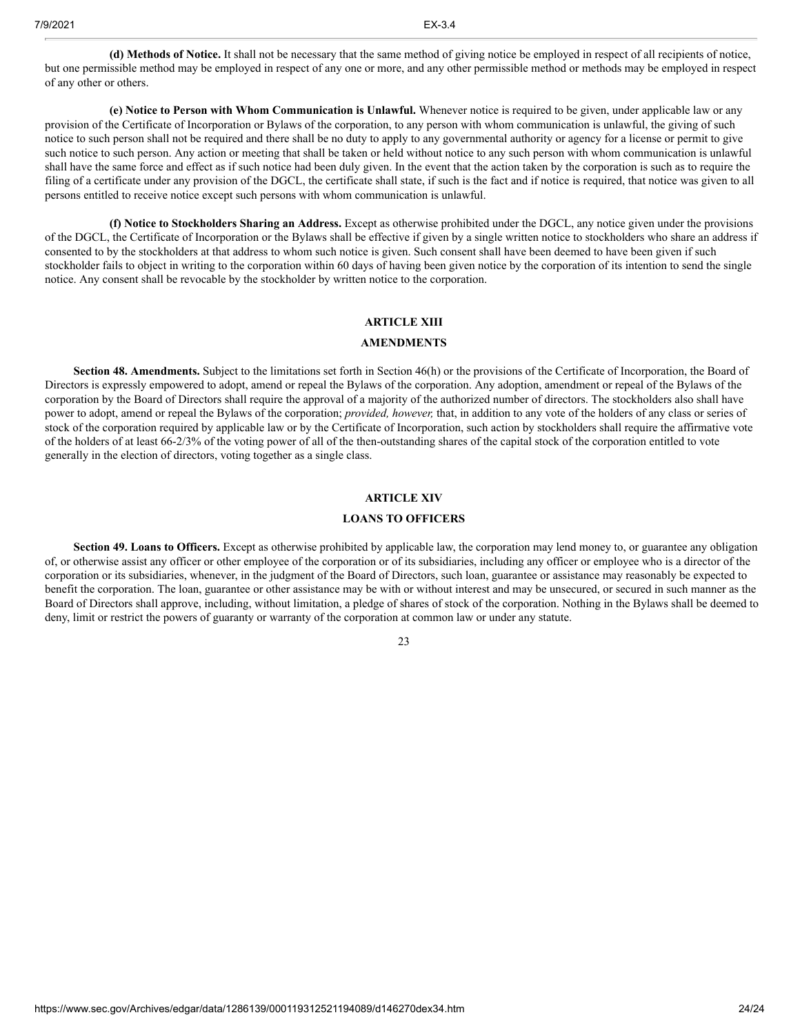**(d) Methods of Notice.** It shall not be necessary that the same method of giving notice be employed in respect of all recipients of notice, but one permissible method may be employed in respect of any one or more, and any other permissible method or methods may be employed in respect of any other or others.

**(e) Notice to Person with Whom Communication is Unlawful.** Whenever notice is required to be given, under applicable law or any provision of the Certificate of Incorporation or Bylaws of the corporation, to any person with whom communication is unlawful, the giving of such notice to such person shall not be required and there shall be no duty to apply to any governmental authority or agency for a license or permit to give such notice to such person. Any action or meeting that shall be taken or held without notice to any such person with whom communication is unlawful shall have the same force and effect as if such notice had been duly given. In the event that the action taken by the corporation is such as to require the filing of a certificate under any provision of the DGCL, the certificate shall state, if such is the fact and if notice is required, that notice was given to all persons entitled to receive notice except such persons with whom communication is unlawful.

**(f) Notice to Stockholders Sharing an Address.** Except as otherwise prohibited under the DGCL, any notice given under the provisions of the DGCL, the Certificate of Incorporation or the Bylaws shall be effective if given by a single written notice to stockholders who share an address if consented to by the stockholders at that address to whom such notice is given. Such consent shall have been deemed to have been given if such stockholder fails to object in writing to the corporation within 60 days of having been given notice by the corporation of its intention to send the single notice. Any consent shall be revocable by the stockholder by written notice to the corporation.

## ARTICLE XIII

## AMENDMENTS

**Section 48. Amendments.** Subject to the limitations set forth in Section 46(h) or the provisions of the Certificate of Incorporation, the Board of Directors is expressly empowered to adopt, amend or repeal the Bylaws of the corporation. Any adoption, amendment or repeal of the Bylaws of the corporation by the Board of Directors shall require the approval of a majority of the authorized number of directors. The stockholders also shall have power to adopt, amend or repeal the Bylaws of the corporation; *provided, however,* that, in addition to any vote of the holders of any class or series of stock of the corporation required by applicable law or by the Certificate of Incorporation, such action by stockholders shall require the affirmative vote of the holders of at least 66-2/3% of the voting power of all of the then-outstanding shares of the capital stock of the corporation entitled to vote generally in the election of directors, voting together as a single class.

## ARTICLE XIV

## LOANS TO OFFICERS

**Section 49. Loans to Officers.** Except as otherwise prohibited by applicable law, the corporation may lend money to, or guarantee any obligation of, or otherwise assist any officer or other employee of the corporation or of its subsidiaries, including any officer or employee who is a director of the corporation or its subsidiaries, whenever, in the judgment of the Board of Directors, such loan, guarantee or assistance may reasonably be expected to benefit the corporation. The loan, guarantee or other assistance may be with or without interest and may be unsecured, or secured in such manner as the Board of Directors shall approve, including, without limitation, a pledge of shares of stock of the corporation. Nothing in the Bylaws shall be deemed to deny, limit or restrict the powers of guaranty or warranty of the corporation at common law or under any statute.